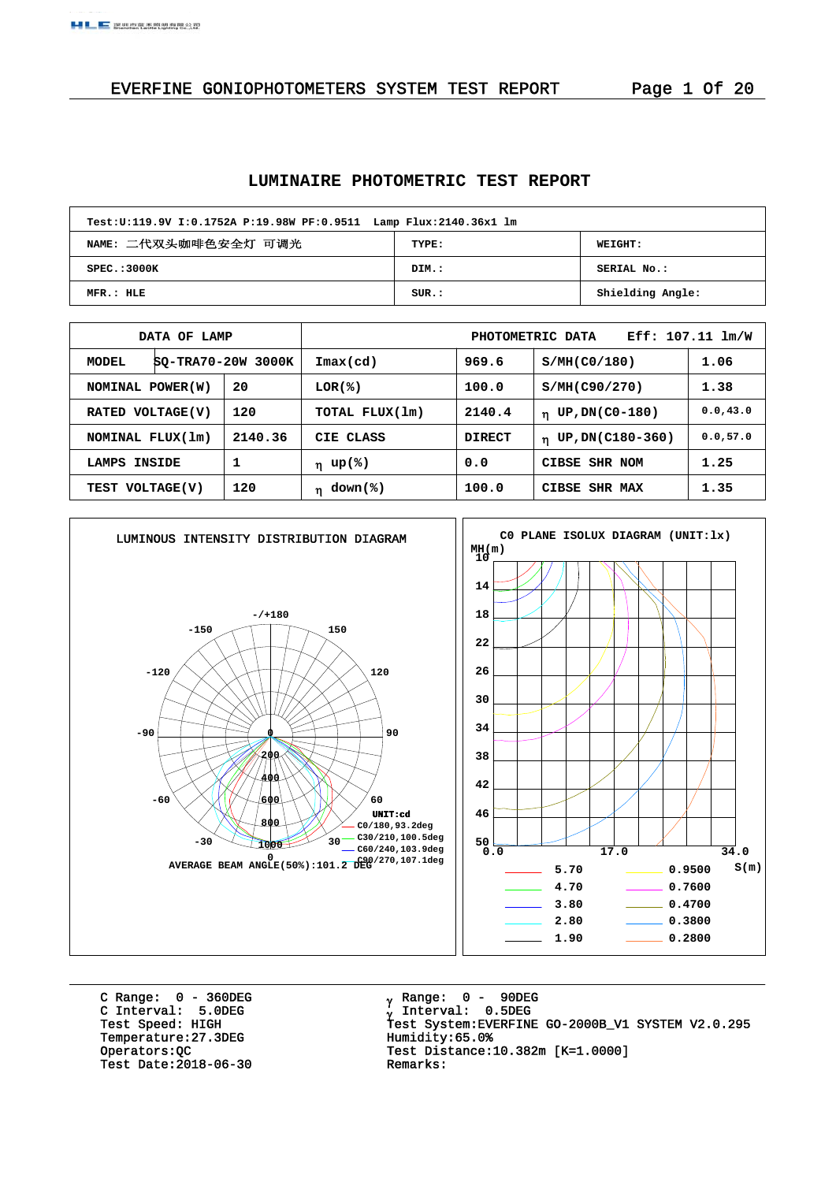# EVERFINE GONIOPHOTOMETERS SYSTEM TEST REPORT

## LUMINAIRE PHOTOMETRIC TEST REPORT

| Test:U:119.9V I:0.1752A P:19.98W PF:0.9511 Lamp Flux:2140.36x1 lm | | |
|---|---|---|
| NAME: 二代双头咖啡色安全灯 可调光 | TYPE: | WEIGHT: |
| SPEC.:3000K | DIM.: | SERIAL No.: |
| MFR.: HLE | SUR.: | Shielding Angle: |

| DATA OF LAMP | | PHOTOMETRIC DATA | Eff: 107.11 lm/W | | |
|---|---|---|---|---|---|
| MODEL | SQ-TRA70-20W 3000K | Imax(cd) | 969.6 | S/MH(C0/180) | 1.06 |
| NOMINAL POWER(W) | 20 | LOR(%) | 100.0 | S/MH(C90/270) | 1.38 |
| RATED VOLTAGE(V) | 120 | TOTAL FLUX(lm) | 2140.4 | η UP,DN(C0-180) | 0.0,43.0 |
| NOMINAL FLUX(lm) | 2140.36 | CIE CLASS | DIRECT | η UP,DN(C180-360) | 0.0,57.0 |
| LAMPS INSIDE | 1 | η up(%) | 0.0 | CIBSE SHR NOM | 1.25 |
| TEST VOLTAGE(V) | 120 | η down(%) | 100.0 | CIBSE SHR MAX | 1.35 |

LUMINOUS INTENSITY DISTRIBUTION DIAGRAM

UNIT:cd
C0/180,93.2deg
C30/210,100.5deg
C60/240,103.9deg
C90/270,107.1deg

AVERAGE BEAM ANGLE(50%):101.2 DEG

C0 PLANE ISOLUX DIAGRAM (UNIT:lx)

| | | | |
|---|---|---|---|
| | 5.70 | | 0.9500 |
| | 4.70 | | 0.7600 |
| | 3.80 | | 0.4700 |
| | 2.80 | | 0.3800 |
| | 1.90 | | 0.2800 |

C Range: 0 - 360DEG
C Interval: 5.0DEG
Test Speed: HIGH
Temperature:27.3DEG
Operators:QC
Test Date:2018-06-30

γ Range: 0 - 90DEG
γ Interval: 0.5DEG
Test System:EVERFINE GO-2000B_V1 SYSTEM V2.0.295
Humidity:65.0%
Test Distance:10.382m [K=1.0000]
Remarks: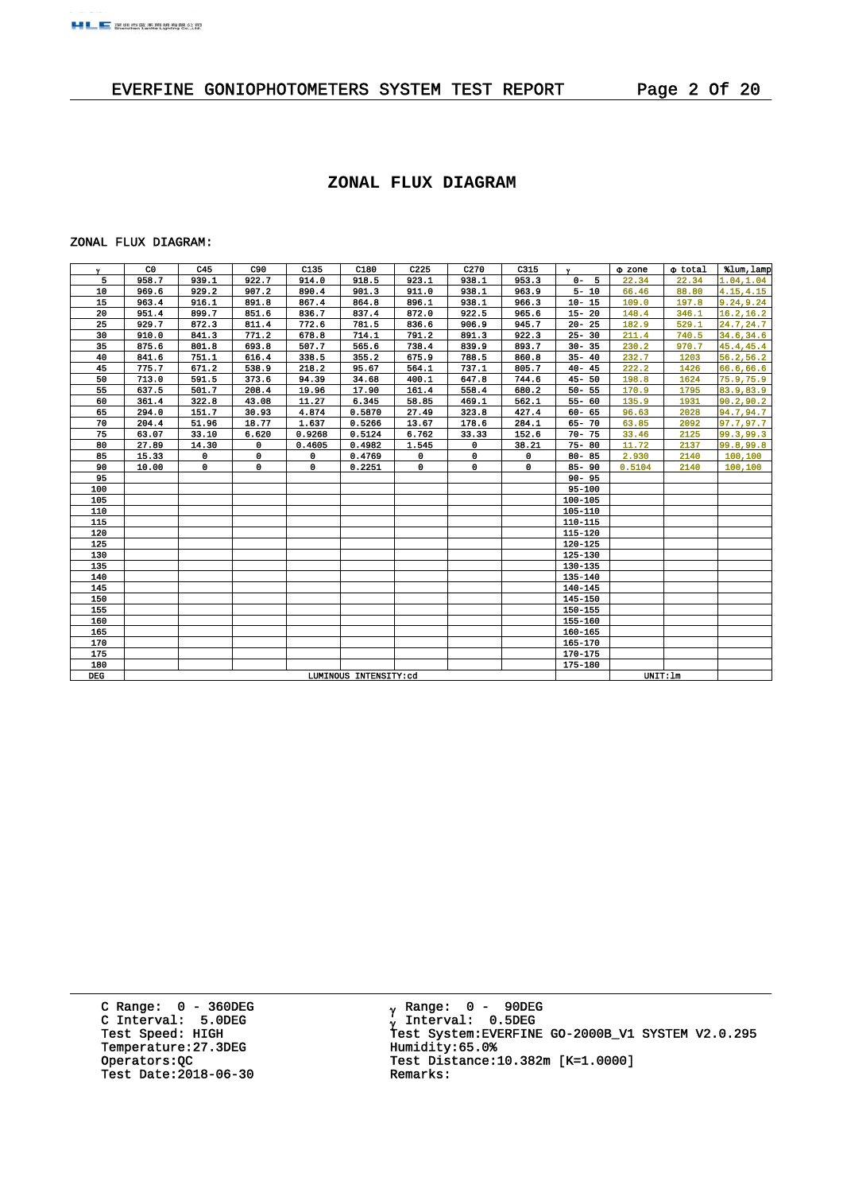# EVERFINE GONIOPHOTOMETERS SYSTEM TEST REPORT

## ZONAL FLUX DIAGRAM

ZONAL FLUX DIAGRAM:

| γ | C0 | C45 | C90 | C135 | C180 | C225 | C270 | C315 | γ | Φ zone | Φ total | %lum,lamp |
|---|---|---|---|---|---|---|---|---|---|---|---|---|
| 5 | 958.7 | 939.1 | 922.7 | 914.0 | 918.5 | 923.1 | 938.1 | 953.3 | 0- 5 | 22.34 | 22.34 | 1.04,1.04 |
| 10 | 969.6 | 929.2 | 907.2 | 890.4 | 901.3 | 911.0 | 938.1 | 963.9 | 5- 10 | 66.46 | 88.80 | 4.15,4.15 |
| 15 | 963.4 | 916.1 | 891.8 | 867.4 | 864.8 | 896.1 | 938.1 | 966.3 | 10- 15 | 109.0 | 197.8 | 9.24,9.24 |
| 20 | 951.4 | 899.7 | 851.6 | 836.7 | 837.4 | 872.0 | 922.5 | 965.6 | 15- 20 | 148.4 | 346.1 | 16.2,16.2 |
| 25 | 929.7 | 872.3 | 811.4 | 772.6 | 781.5 | 836.6 | 906.9 | 945.7 | 20- 25 | 182.9 | 529.1 | 24.7,24.7 |
| 30 | 910.0 | 841.3 | 771.2 | 678.8 | 714.1 | 791.2 | 891.3 | 922.3 | 25- 30 | 211.4 | 740.5 | 34.6,34.6 |
| 35 | 875.6 | 801.8 | 693.8 | 507.7 | 565.6 | 738.4 | 839.9 | 893.7 | 30- 35 | 230.2 | 970.7 | 45.4,45.4 |
| 40 | 841.6 | 751.1 | 616.4 | 338.5 | 355.2 | 675.9 | 788.5 | 860.8 | 35- 40 | 232.7 | 1203 | 56.2,56.2 |
| 45 | 775.7 | 671.2 | 538.9 | 218.2 | 95.67 | 564.1 | 737.1 | 805.7 | 40- 45 | 222.2 | 1426 | 66.6,66.6 |
| 50 | 713.0 | 591.5 | 373.6 | 94.39 | 34.68 | 400.1 | 647.8 | 744.6 | 45- 50 | 198.8 | 1624 | 75.9,75.9 |
| 55 | 637.5 | 501.7 | 208.4 | 19.96 | 17.90 | 161.4 | 558.4 | 680.2 | 50- 55 | 170.9 | 1795 | 83.9,83.9 |
| 60 | 361.4 | 322.8 | 43.08 | 11.27 | 6.345 | 58.85 | 469.1 | 562.1 | 55- 60 | 135.9 | 1931 | 90.2,90.2 |
| 65 | 294.0 | 151.7 | 30.93 | 4.874 | 0.5870 | 27.49 | 323.8 | 427.4 | 60- 65 | 96.63 | 2028 | 94.7,94.7 |
| 70 | 204.4 | 51.96 | 18.77 | 1.637 | 0.5266 | 13.67 | 178.6 | 284.1 | 65- 70 | 63.85 | 2092 | 97.7,97.7 |
| 75 | 63.07 | 33.10 | 6.620 | 0.9268 | 0.5124 | 6.762 | 33.33 | 152.6 | 70- 75 | 33.46 | 2125 | 99.3,99.3 |
| 80 | 27.89 | 14.30 | 0 | 0.4605 | 0.4982 | 1.545 | 0 | 38.21 | 75- 80 | 11.72 | 2137 | 99.8,99.8 |
| 85 | 15.33 | 0 | 0 | 0 | 0.4769 | 0 | 0 | 0 | 80- 85 | 2.930 | 2140 | 100,100 |
| 90 | 10.00 | 0 | 0 | 0 | 0.2251 | 0 | 0 | 0 | 85- 90 | 0.5104 | 2140 | 100,100 |
| 95 | | | | | | | | | 90- 95 | | | |
| 100 | | | | | | | | | 95-100 | | | |
| 105 | | | | | | | | | 100-105 | | | |
| 110 | | | | | | | | | 105-110 | | | |
| 115 | | | | | | | | | 110-115 | | | |
| 120 | | | | | | | | | 115-120 | | | |
| 125 | | | | | | | | | 120-125 | | | |
| 130 | | | | | | | | | 125-130 | | | |
| 135 | | | | | | | | | 130-135 | | | |
| 140 | | | | | | | | | 135-140 | | | |
| 145 | | | | | | | | | 140-145 | | | |
| 150 | | | | | | | | | 145-150 | | | |
| 155 | | | | | | | | | 150-155 | | | |
| 160 | | | | | | | | | 155-160 | | | |
| 165 | | | | | | | | | 160-165 | | | |
| 170 | | | | | | | | | 165-170 | | | |
| 175 | | | | | | | | | 170-175 | | | |
| 180 | | | | | | | | | 175-180 | | | |
| DEG | LUMINOUS INTENSITY:cd | | | | | | | | | UNIT:lm | | |

C Range: 0 - 360DEG
C Interval: 5.0DEG
Test Speed: HIGH
Temperature:27.3DEG
Operators:QC
Test Date:2018-06-30

γ Range: 0 - 90DEG
γ Interval: 0.5DEG
Test System:EVERFINE GO-2000B_V1 SYSTEM V2.0.295
Humidity:65.0%
Test Distance:10.382m [K=1.0000]
Remarks: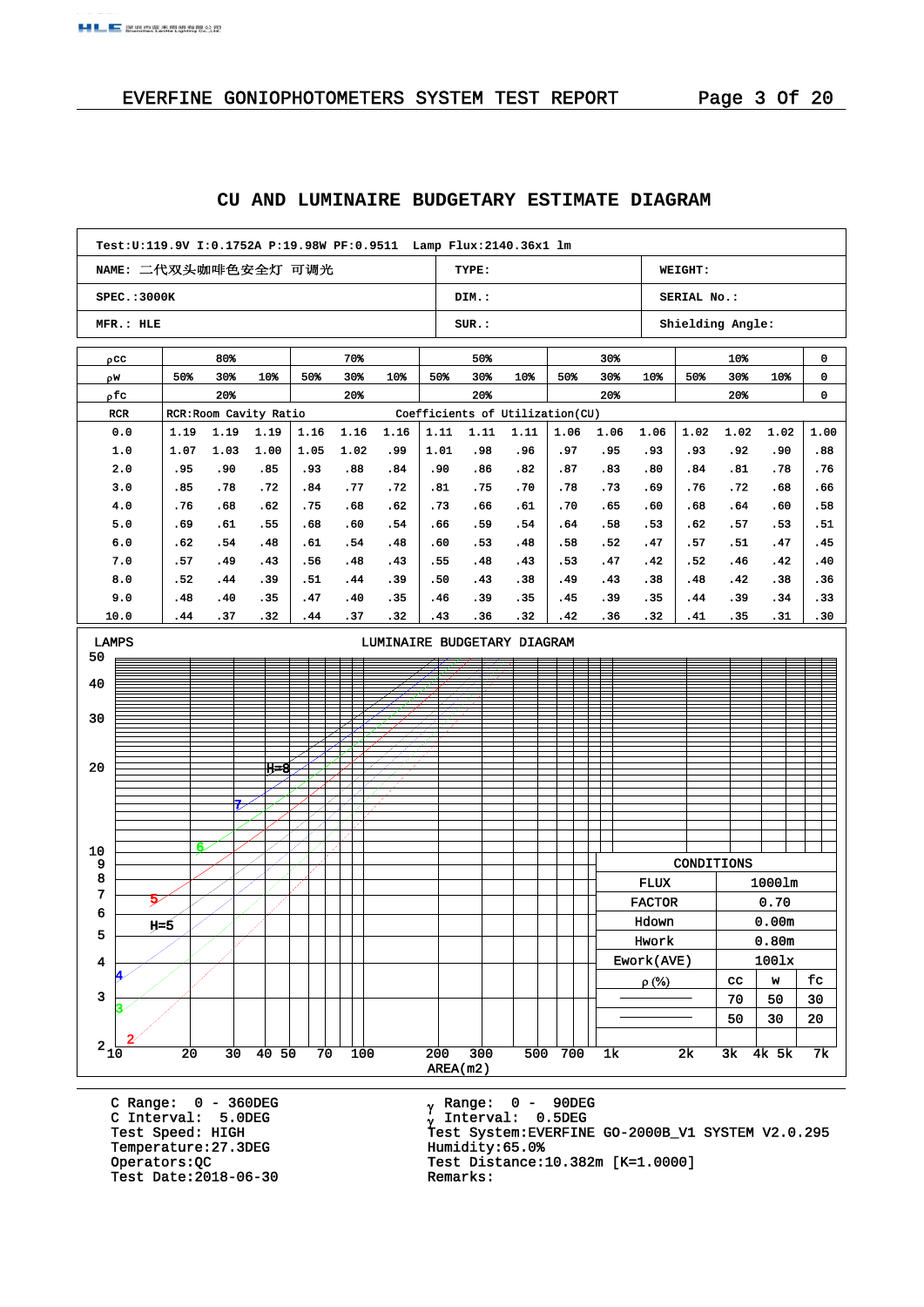# CU AND LUMINAIRE BUDGETARY ESTIMATE DIAGRAM

| Test:U:119.9V I:0.1752A P:19.98W PF:0.9511 Lamp Flux:2140.36x1 lm | | |
|---|---|---|
| NAME: 二代双头咖啡色安全灯 可调光 | TYPE: | WEIGHT: |
| SPEC.:3000K | DIM.: | SERIAL No.: |
| MFR.: HLE | SUR.: | Shielding Angle: |

| ρcc | 80% | | | 70% | | | 50% | | | 30% | | | 10% | | | 0 |
|---|---|---|---|---|---|---|---|---|---|---|---|---|---|---|---|---|
| ρw | 50% | 30% | 10% | 50% | 30% | 10% | 50% | 30% | 10% | 50% | 30% | 10% | 50% | 30% | 10% | 0 |
| ρfc | 20% | | | 20% | | | 20% | | | 20% | | | 20% | | | 0 |
| RCR | RCR:Room Cavity Ratio | | | | | | Coefficients of Utilization(CU) | | | | | | | | | |
| 0.0 | 1.19 | 1.19 | 1.19 | 1.16 | 1.16 | 1.16 | 1.11 | 1.11 | 1.11 | 1.06 | 1.06 | 1.06 | 1.02 | 1.02 | 1.02 | 1.00 |
| 1.0 | 1.07 | 1.03 | 1.00 | 1.05 | 1.02 | .99 | 1.01 | .98 | .96 | .97 | .95 | .93 | .93 | .92 | .90 | .88 |
| 2.0 | .95 | .90 | .85 | .93 | .88 | .84 | .90 | .86 | .82 | .87 | .83 | .80 | .84 | .81 | .78 | .76 |
| 3.0 | .85 | .78 | .72 | .84 | .77 | .72 | .81 | .75 | .70 | .78 | .73 | .69 | .76 | .72 | .68 | .66 |
| 4.0 | .76 | .68 | .62 | .75 | .68 | .62 | .73 | .66 | .61 | .70 | .65 | .60 | .68 | .64 | .60 | .58 |
| 5.0 | .69 | .61 | .55 | .68 | .60 | .54 | .66 | .59 | .54 | .64 | .58 | .53 | .62 | .57 | .53 | .51 |
| 6.0 | .62 | .54 | .48 | .61 | .54 | .48 | .60 | .53 | .48 | .58 | .52 | .47 | .57 | .51 | .47 | .45 |
| 7.0 | .57 | .49 | .43 | .56 | .48 | .43 | .55 | .48 | .43 | .53 | .47 | .42 | .52 | .46 | .42 | .40 |
| 8.0 | .52 | .44 | .39 | .51 | .44 | .39 | .50 | .43 | .38 | .49 | .43 | .38 | .48 | .42 | .38 | .36 |
| 9.0 | .48 | .40 | .35 | .47 | .40 | .35 | .46 | .39 | .35 | .45 | .39 | .35 | .44 | .39 | .34 | .33 |
| 10.0 | .44 | .37 | .32 | .44 | .37 | .32 | .43 | .36 | .32 | .42 | .36 | .32 | .41 | .35 | .31 | .30 |

## LUMINAIRE BUDGETARY DIAGRAM

LAMPS (y-axis: 2 – 50); AREA(m2) (x-axis: 10 – 7k); curves H=5 to H=8 (labels 2–8).

| CONDITIONS | | | |
|---|---|---|---|
| FLUX | 1000lm | | |
| FACTOR | 0.70 | | |
| Hdown | 0.00m | | |
| Hwork | 0.80m | | |
| Ework(AVE) | 100lx | | |
| ρ(%) | cc | w | fc |
| | 70 | 50 | 30 |
| | 50 | 30 | 20 |

C Range: 0 - 360DEG
C Interval: 5.0DEG
Test Speed: HIGH
Temperature:27.3DEG
Operators:QC
Test Date:2018-06-30

γ Range: 0 - 90DEG
γ Interval: 0.5DEG
Test System:EVERFINE GO-2000B_V1 SYSTEM V2.0.295
Humidity:65.0%
Test Distance:10.382m [K=1.0000]
Remarks: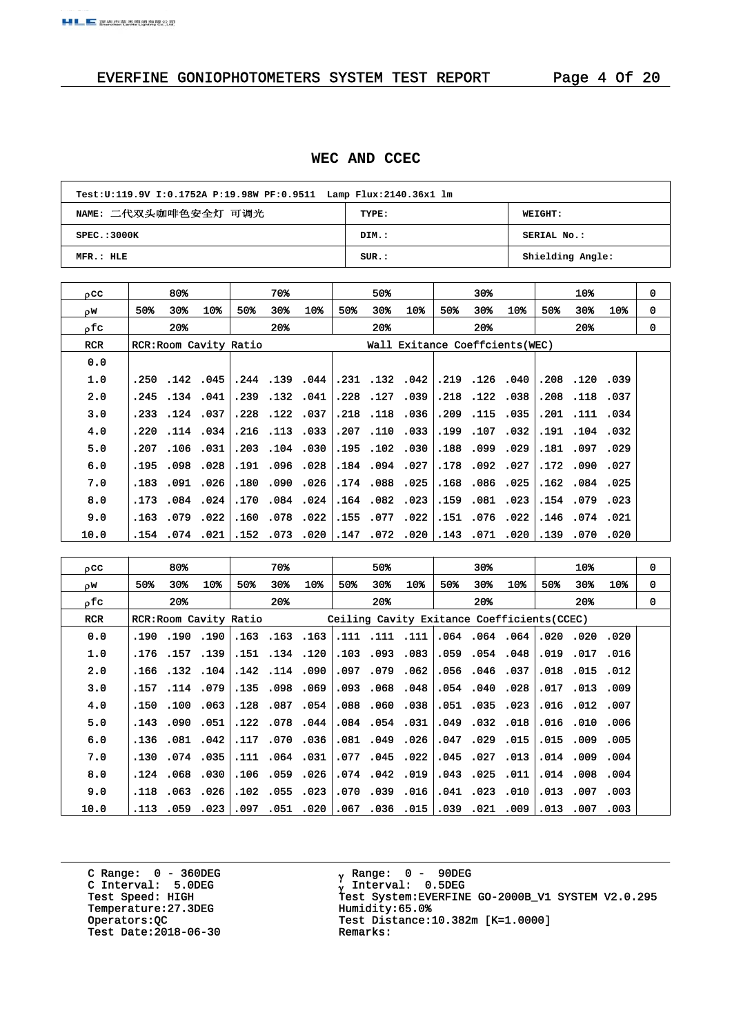## WEC AND CCEC

| Test:U:119.9V I:0.1752A P:19.98W PF:0.9511 Lamp Flux:2140.36x1 lm | | |
|---|---|---|
| NAME: 二代双头咖啡色安全灯 可调光 | TYPE: | WEIGHT: |
| SPEC.:3000K | DIM.: | SERIAL No.: |
| MFR.: HLE | SUR.: | Shielding Angle: |

| ρcc | 80% | | | 70% | | | 50% | | | 30% | | | 10% | | | 0 |
|---|---|---|---|---|---|---|---|---|---|---|---|---|---|---|---|---|
| ρw | 50% | 30% | 10% | 50% | 30% | 10% | 50% | 30% | 10% | 50% | 30% | 10% | 50% | 30% | 10% | 0 |
| ρfc | 20% | | | 20% | | | 20% | | | 20% | | | 20% | | | 0 |
| RCR | RCR:Room Cavity Ratio | | | | | | Wall Exitance Coeffcients(WEC) | | | | | | | | | |
| 0.0 | | | | | | | | | | | | | | | | |
| 1.0 | .250 | .142 | .045 | .244 | .139 | .044 | .231 | .132 | .042 | .219 | .126 | .040 | .208 | .120 | .039 | |
| 2.0 | .245 | .134 | .041 | .239 | .132 | .041 | .228 | .127 | .039 | .218 | .122 | .038 | .208 | .118 | .037 | |
| 3.0 | .233 | .124 | .037 | .228 | .122 | .037 | .218 | .118 | .036 | .209 | .115 | .035 | .201 | .111 | .034 | |
| 4.0 | .220 | .114 | .034 | .216 | .113 | .033 | .207 | .110 | .033 | .199 | .107 | .032 | .191 | .104 | .032 | |
| 5.0 | .207 | .106 | .031 | .203 | .104 | .030 | .195 | .102 | .030 | .188 | .099 | .029 | .181 | .097 | .029 | |
| 6.0 | .195 | .098 | .028 | .191 | .096 | .028 | .184 | .094 | .027 | .178 | .092 | .027 | .172 | .090 | .027 | |
| 7.0 | .183 | .091 | .026 | .180 | .090 | .026 | .174 | .088 | .025 | .168 | .086 | .025 | .162 | .084 | .025 | |
| 8.0 | .173 | .084 | .024 | .170 | .084 | .024 | .164 | .082 | .023 | .159 | .081 | .023 | .154 | .079 | .023 | |
| 9.0 | .163 | .079 | .022 | .160 | .078 | .022 | .155 | .077 | .022 | .151 | .076 | .022 | .146 | .074 | .021 | |
| 10.0 | .154 | .074 | .021 | .152 | .073 | .020 | .147 | .072 | .020 | .143 | .071 | .020 | .139 | .070 | .020 | |

| ρcc | 80% | | | 70% | | | 50% | | | 30% | | | 10% | | | 0 |
|---|---|---|---|---|---|---|---|---|---|---|---|---|---|---|---|---|
| ρw | 50% | 30% | 10% | 50% | 30% | 10% | 50% | 30% | 10% | 50% | 30% | 10% | 50% | 30% | 10% | 0 |
| ρfc | 20% | | | 20% | | | 20% | | | 20% | | | 20% | | | 0 |
| RCR | RCR:Room Cavity Ratio | | | | | | Ceiling Cavity Exitance Coefficients(CCEC) | | | | | | | | | |
| 0.0 | .190 | .190 | .190 | .163 | .163 | .163 | .111 | .111 | .111 | .064 | .064 | .064 | .020 | .020 | .020 | |
| 1.0 | .176 | .157 | .139 | .151 | .134 | .120 | .103 | .093 | .083 | .059 | .054 | .048 | .019 | .017 | .016 | |
| 2.0 | .166 | .132 | .104 | .142 | .114 | .090 | .097 | .079 | .062 | .056 | .046 | .037 | .018 | .015 | .012 | |
| 3.0 | .157 | .114 | .079 | .135 | .098 | .069 | .093 | .068 | .048 | .054 | .040 | .028 | .017 | .013 | .009 | |
| 4.0 | .150 | .100 | .063 | .128 | .087 | .054 | .088 | .060 | .038 | .051 | .035 | .023 | .016 | .012 | .007 | |
| 5.0 | .143 | .090 | .051 | .122 | .078 | .044 | .084 | .054 | .031 | .049 | .032 | .018 | .016 | .010 | .006 | |
| 6.0 | .136 | .081 | .042 | .117 | .070 | .036 | .081 | .049 | .026 | .047 | .029 | .015 | .015 | .009 | .005 | |
| 7.0 | .130 | .074 | .035 | .111 | .064 | .031 | .077 | .045 | .022 | .045 | .027 | .013 | .014 | .009 | .004 | |
| 8.0 | .124 | .068 | .030 | .106 | .059 | .026 | .074 | .042 | .019 | .043 | .025 | .011 | .014 | .008 | .004 | |
| 9.0 | .118 | .063 | .026 | .102 | .055 | .023 | .070 | .039 | .016 | .041 | .023 | .010 | .013 | .007 | .003 | |
| 10.0 | .113 | .059 | .023 | .097 | .051 | .020 | .067 | .036 | .015 | .039 | .021 | .009 | .013 | .007 | .003 | |

C Range: 0 - 360DEG
C Interval: 5.0DEG
Test Speed: HIGH
Temperature:27.3DEG
Operators:QC
Test Date:2018-06-30

γ Range: 0 - 90DEG
γ Interval: 0.5DEG
Test System:EVERFINE GO-2000B_V1 SYSTEM V2.0.295
Humidity:65.0%
Test Distance:10.382m [K=1.0000]
Remarks: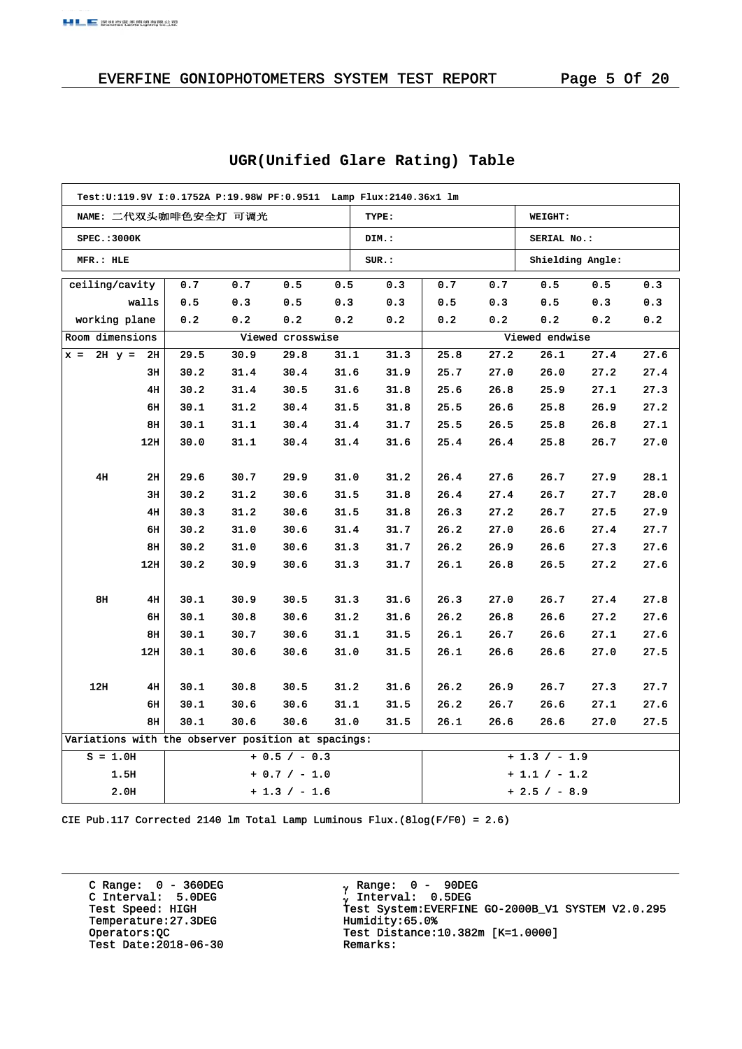## UGR(Unified Glare Rating) Table

| Test:U:119.9V I:0.1752A P:19.98W PF:0.9511 Lamp Flux:2140.36x1 lm | | |
|---|---|---|
| NAME: 二代双头咖啡色安全灯 可调光 | TYPE: | WEIGHT: |
| SPEC.:3000K | DIM.: | SERIAL No.: |
| MFR.: HLE | SUR.: | Shielding Angle: |

| ceiling/cavity | | 0.7 | 0.7 | 0.5 | 0.5 | 0.3 | 0.7 | 0.7 | 0.5 | 0.5 | 0.3 |
|---|---|---|---|---|---|---|---|---|---|---|---|
| walls | | 0.5 | 0.3 | 0.5 | 0.3 | 0.3 | 0.5 | 0.3 | 0.5 | 0.3 | 0.3 |
| working plane | | 0.2 | 0.2 | 0.2 | 0.2 | 0.2 | 0.2 | 0.2 | 0.2 | 0.2 | 0.2 |
| Room dimensions | | Viewed crosswise | | | | | Viewed endwise | | | | |
| x = 2H | y = 2H | 29.5 | 30.9 | 29.8 | 31.1 | 31.3 | 25.8 | 27.2 | 26.1 | 27.4 | 27.6 |
| | 3H | 30.2 | 31.4 | 30.4 | 31.6 | 31.9 | 25.7 | 27.0 | 26.0 | 27.2 | 27.4 |
| | 4H | 30.2 | 31.4 | 30.5 | 31.6 | 31.8 | 25.6 | 26.8 | 25.9 | 27.1 | 27.3 |
| | 6H | 30.1 | 31.2 | 30.4 | 31.5 | 31.8 | 25.5 | 26.6 | 25.8 | 26.9 | 27.2 |
| | 8H | 30.1 | 31.1 | 30.4 | 31.4 | 31.7 | 25.5 | 26.5 | 25.8 | 26.8 | 27.1 |
| | 12H | 30.0 | 31.1 | 30.4 | 31.4 | 31.6 | 25.4 | 26.4 | 25.8 | 26.7 | 27.0 |
| 4H | 2H | 29.6 | 30.7 | 29.9 | 31.0 | 31.2 | 26.4 | 27.6 | 26.7 | 27.9 | 28.1 |
| | 3H | 30.2 | 31.2 | 30.6 | 31.5 | 31.8 | 26.4 | 27.4 | 26.7 | 27.7 | 28.0 |
| | 4H | 30.3 | 31.2 | 30.6 | 31.5 | 31.8 | 26.3 | 27.2 | 26.7 | 27.5 | 27.9 |
| | 6H | 30.2 | 31.0 | 30.6 | 31.4 | 31.7 | 26.2 | 27.0 | 26.6 | 27.4 | 27.7 |
| | 8H | 30.2 | 31.0 | 30.6 | 31.3 | 31.7 | 26.2 | 26.9 | 26.6 | 27.3 | 27.6 |
| | 12H | 30.2 | 30.9 | 30.6 | 31.3 | 31.7 | 26.1 | 26.8 | 26.5 | 27.2 | 27.6 |
| 8H | 4H | 30.1 | 30.9 | 30.5 | 31.3 | 31.6 | 26.3 | 27.0 | 26.7 | 27.4 | 27.8 |
| | 6H | 30.1 | 30.8 | 30.6 | 31.2 | 31.6 | 26.2 | 26.8 | 26.6 | 27.2 | 27.6 |
| | 8H | 30.1 | 30.7 | 30.6 | 31.1 | 31.5 | 26.1 | 26.7 | 26.6 | 27.1 | 27.6 |
| | 12H | 30.1 | 30.6 | 30.6 | 31.0 | 31.5 | 26.1 | 26.6 | 26.6 | 27.0 | 27.5 |
| 12H | 4H | 30.1 | 30.8 | 30.5 | 31.2 | 31.6 | 26.2 | 26.9 | 26.7 | 27.3 | 27.7 |
| | 6H | 30.1 | 30.6 | 30.6 | 31.1 | 31.5 | 26.2 | 26.7 | 26.6 | 27.1 | 27.6 |
| | 8H | 30.1 | 30.6 | 30.6 | 31.0 | 31.5 | 26.1 | 26.6 | 26.6 | 27.0 | 27.5 |
| Variations with the observer position at spacings: | | | | | | | | | | | |
| S = 1.0H | | + 0.5 / - 0.3 | | | | | + 1.3 / - 1.9 | | | | |
| 1.5H | | + 0.7 / - 1.0 | | | | | + 1.1 / - 1.2 | | | | |
| 2.0H | | + 1.3 / - 1.6 | | | | | + 2.5 / - 8.9 | | | | |

CIE Pub.117 Corrected 2140 lm Total Lamp Luminous Flux.(8log(F/F0) = 2.6)

C Range: 0 - 360DEG
C Interval: 5.0DEG
Test Speed: HIGH
Temperature:27.3DEG
Operators:QC
Test Date:2018-06-30

γ Range: 0 - 90DEG
γ Interval: 0.5DEG
Test System:EVERFINE GO-2000B_V1 SYSTEM V2.0.295
Humidity:65.0%
Test Distance:10.382m [K=1.0000]
Remarks: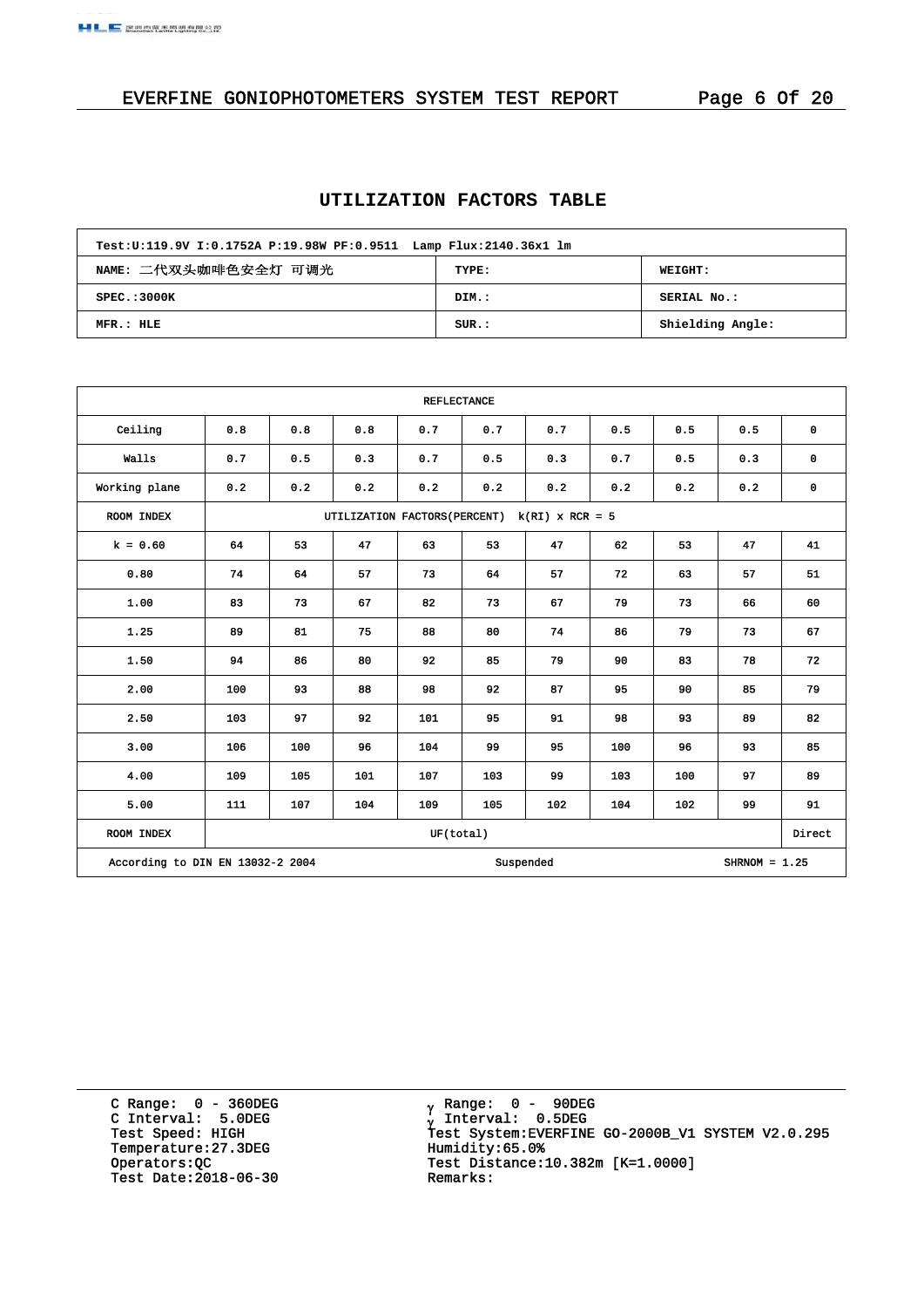## UTILIZATION FACTORS TABLE

| Test:U:119.9V I:0.1752A P:19.98W PF:0.9511 Lamp Flux:2140.36x1 lm | | |
|---|---|---|
| NAME: 二代双头咖啡色安全灯 可调光 | TYPE: | WEIGHT: |
| SPEC.:3000K | DIM.: | SERIAL No.: |
| MFR.: HLE | SUR.: | Shielding Angle: |

| REFLECTANCE | | | | | | | | | | |
|---|---|---|---|---|---|---|---|---|---|---|
| Ceiling | 0.8 | 0.8 | 0.8 | 0.7 | 0.7 | 0.7 | 0.5 | 0.5 | 0.5 | 0 |
| Walls | 0.7 | 0.5 | 0.3 | 0.7 | 0.5 | 0.3 | 0.7 | 0.5 | 0.3 | 0 |
| Working plane | 0.2 | 0.2 | 0.2 | 0.2 | 0.2 | 0.2 | 0.2 | 0.2 | 0.2 | 0 |
| ROOM INDEX | UTILIZATION FACTORS(PERCENT) k(RI) x RCR = 5 | | | | | | | | | |
| k = 0.60 | 64 | 53 | 47 | 63 | 53 | 47 | 62 | 53 | 47 | 41 |
| 0.80 | 74 | 64 | 57 | 73 | 64 | 57 | 72 | 63 | 57 | 51 |
| 1.00 | 83 | 73 | 67 | 82 | 73 | 67 | 79 | 73 | 66 | 60 |
| 1.25 | 89 | 81 | 75 | 88 | 80 | 74 | 86 | 79 | 73 | 67 |
| 1.50 | 94 | 86 | 80 | 92 | 85 | 79 | 90 | 83 | 78 | 72 |
| 2.00 | 100 | 93 | 88 | 98 | 92 | 87 | 95 | 90 | 85 | 79 |
| 2.50 | 103 | 97 | 92 | 101 | 95 | 91 | 98 | 93 | 89 | 82 |
| 3.00 | 106 | 100 | 96 | 104 | 99 | 95 | 100 | 96 | 93 | 85 |
| 4.00 | 109 | 105 | 101 | 107 | 103 | 99 | 103 | 100 | 97 | 89 |
| 5.00 | 111 | 107 | 104 | 109 | 105 | 102 | 104 | 102 | 99 | 91 |
| ROOM INDEX | UF(total) | | | | | | | | | Direct |
| According to DIN EN 13032-2 2004 | | | | | Suspended | | | | SHRNOM = 1.25 | |

C Range: 0 - 360DEG
C Interval: 5.0DEG
Test Speed: HIGH
Temperature:27.3DEG
Operators:QC
Test Date:2018-06-30

γ Range: 0 - 90DEG
γ Interval: 0.5DEG
Test System:EVERFINE GO-2000B_V1 SYSTEM V2.0.295
Humidity:65.0%
Test Distance:10.382m [K=1.0000]
Remarks: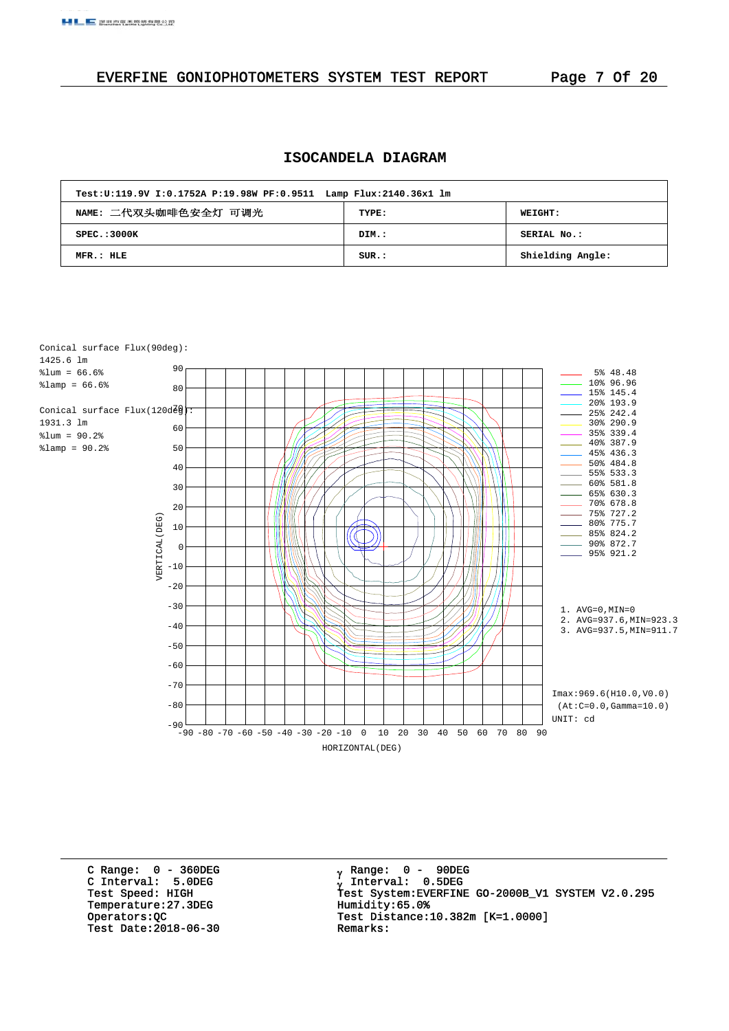# EVERFINE GONIOPHOTOMETERS SYSTEM TEST REPORT

## ISOCANDELA DIAGRAM

| Test:U:119.9V I:0.1752A P:19.98W PF:0.9511 Lamp Flux:2140.36x1 lm | | |
|---|---|---|
| NAME: 二代双头咖啡色安全灯 可调光 | TYPE: | WEIGHT: |
| SPEC.:3000K | DIM.: | SERIAL No.: |
| MFR.: HLE | SUR.: | Shielding Angle: |

Conical surface Flux(90deg):
1425.6 lm
%lum = 66.6%
%lamp = 66.6%

Conical surface Flux(120deg):
1931.3 lm
%lum = 90.2%
%lamp = 90.2%

| % | cd |
|---|---|
| 5% | 48.48 |
| 10% | 96.96 |
| 15% | 145.4 |
| 20% | 193.9 |
| 25% | 242.4 |
| 30% | 290.9 |
| 35% | 339.4 |
| 40% | 387.9 |
| 45% | 436.3 |
| 50% | 484.8 |
| 55% | 533.3 |
| 60% | 581.8 |
| 65% | 630.3 |
| 70% | 678.8 |
| 75% | 727.2 |
| 80% | 775.7 |
| 85% | 824.2 |
| 90% | 872.7 |
| 95% | 921.2 |

1. AVG=0,MIN=0
2. AVG=937.6,MIN=923.3
3. AVG=937.5,MIN=911.7

Imax:969.6(H10.0,V0.0)
(At:C=0.0,Gamma=10.0)
UNIT: cd

VERTICAL(DEG)

HORIZONTAL(DEG)

C Range: 0 - 360DEG
C Interval: 5.0DEG
Test Speed: HIGH
Temperature:27.3DEG
Operators:QC
Test Date:2018-06-30

γ Range: 0 - 90DEG
γ Interval: 0.5DEG
Test System:EVERFINE GO-2000B_V1 SYSTEM V2.0.295
Humidity:65.0%
Test Distance:10.382m [K=1.0000]
Remarks: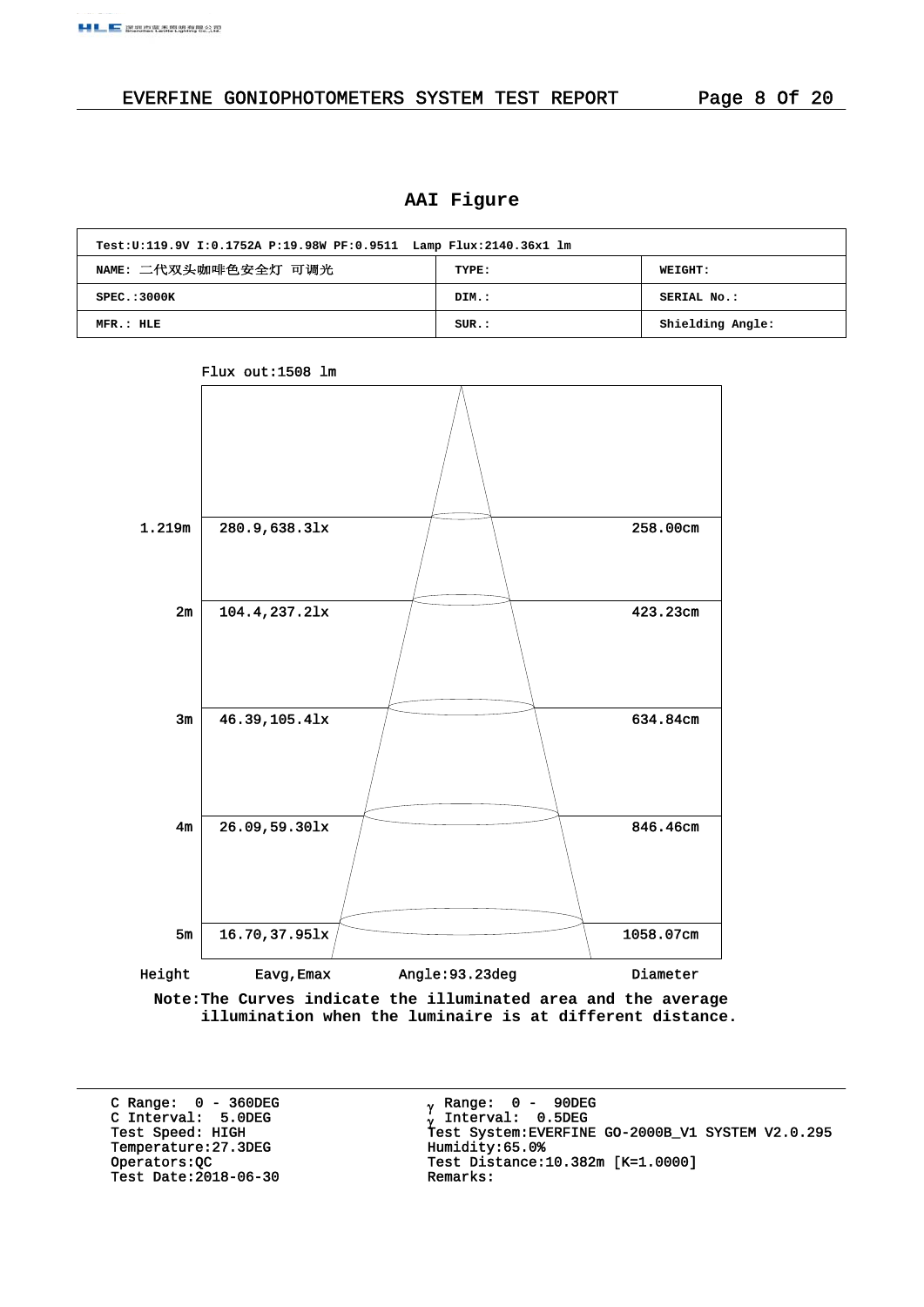## AAI Figure

| Test:U:119.9V I:0.1752A P:19.98W PF:0.9511 Lamp Flux:2140.36x1 lm | | |
|---|---|---|
| NAME: 二代双头咖啡色安全灯 可调光 | TYPE: | WEIGHT: |
| SPEC.:3000K | DIM.: | SERIAL No.: |
| MFR.: HLE | SUR.: | Shielding Angle: |

Flux out:1508 lm

| Height | Eavg,Emax | Diameter |
|---|---|---|
| 1.219m | 280.9,638.3lx | 258.00cm |
| 2m | 104.4,237.2lx | 423.23cm |
| 3m | 46.39,105.4lx | 634.84cm |
| 4m | 26.09,59.30lx | 846.46cm |
| 5m | 16.70,37.95lx | 1058.07cm |

Angle:93.23deg

Note:The Curves indicate the illuminated area and the average illumination when the luminaire is at different distance.

C Range: 0 - 360DEG
C Interval: 5.0DEG
Test Speed: HIGH
Temperature:27.3DEG
Operators:QC
Test Date:2018-06-30

γ Range: 0 - 90DEG
γ Interval: 0.5DEG
Test System:EVERFINE GO-2000B_V1 SYSTEM V2.0.295
Humidity:65.0%
Test Distance:10.382m [K=1.0000]
Remarks: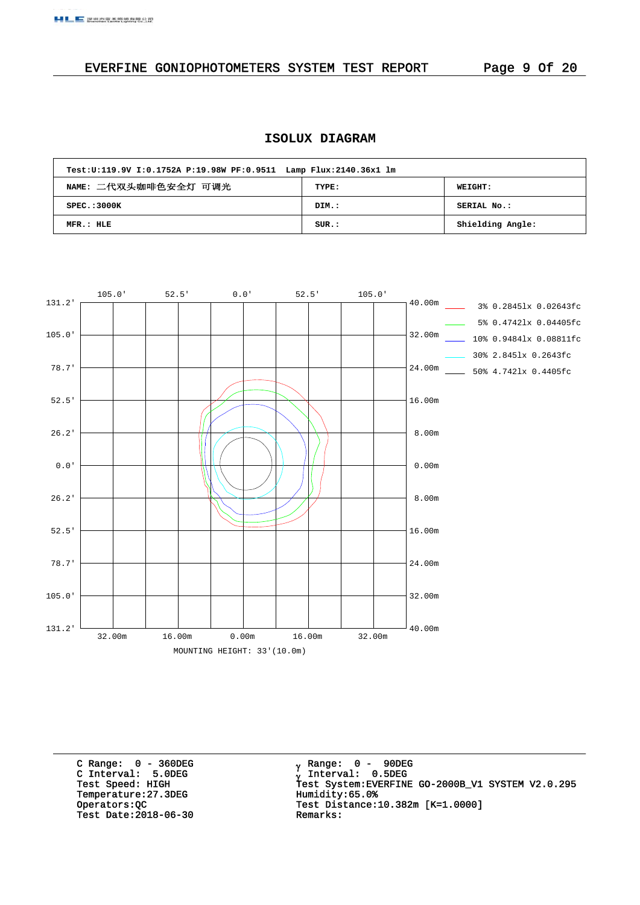# ISOLUX DIAGRAM

| Test:U:119.9V I:0.1752A P:19.98W PF:0.9511 Lamp Flux:2140.36x1 lm | | |
|---|---|---|
| NAME: 二代双头咖啡色安全灯 可调光 | TYPE: | WEIGHT: |
| SPEC.:3000K | DIM.: | SERIAL No.: |
| MFR.: HLE | SUR.: | Shielding Angle: |

105.0' 52.5' 0.0' 52.5' 105.0'

131.2' 40.00m
105.0' 32.00m
78.7' 24.00m
52.5' 16.00m
26.2' 8.00m
0.0' 0.00m
26.2' 8.00m
52.5' 16.00m
78.7' 24.00m
105.0' 32.00m
131.2' 40.00m

32.00m 16.00m 0.00m 16.00m 32.00m

MOUNTING HEIGHT: 33'(10.0m)

3% 0.2845lx 0.02643fc
5% 0.4742lx 0.04405fc
10% 0.9484lx 0.08811fc
30% 2.845lx 0.2643fc
50% 4.742lx 0.4405fc

C Range: 0 - 360DEG
C Interval: 5.0DEG
Test Speed: HIGH
Temperature:27.3DEG
Operators:QC
Test Date:2018-06-30

γ Range: 0 - 90DEG
γ Interval: 0.5DEG
Test System:EVERFINE GO-2000B_V1 SYSTEM V2.0.295
Humidity:65.0%
Test Distance:10.382m [K=1.0000]
Remarks: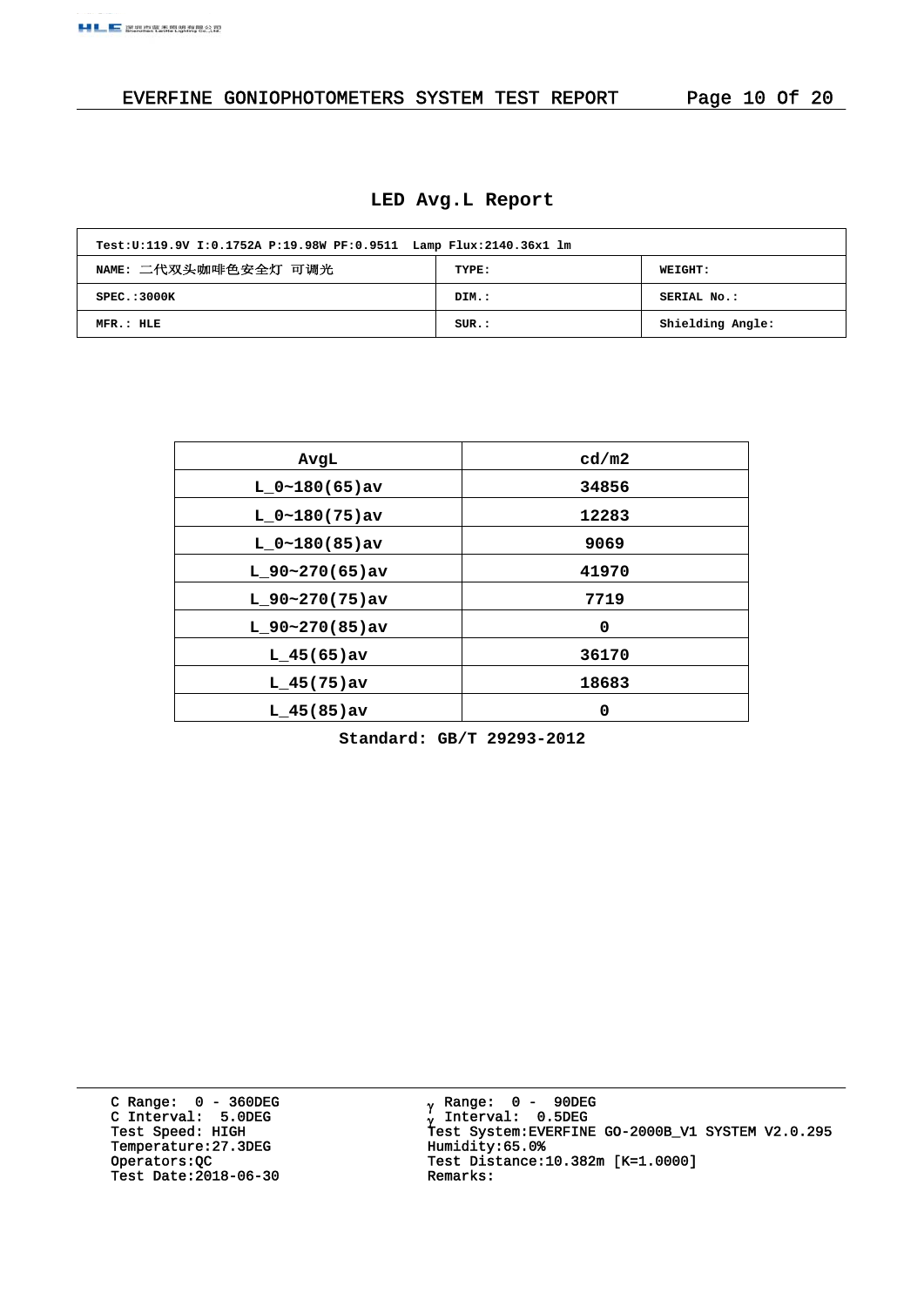## LED Avg.L Report

| Test:U:119.9V I:0.1752A P:19.98W PF:0.9511 Lamp Flux:2140.36x1 lm | | |
|---|---|---|
| NAME: 二代双头咖啡色安全灯 可调光 | TYPE: | WEIGHT: |
| SPEC.:3000K | DIM.: | SERIAL No.: |
| MFR.: HLE | SUR.: | Shielding Angle: |

| AvgL | cd/m2 |
|---|---|
| L_0~180(65)av | 34856 |
| L_0~180(75)av | 12283 |
| L_0~180(85)av | 9069 |
| L_90~270(65)av | 41970 |
| L_90~270(75)av | 7719 |
| L_90~270(85)av | 0 |
| L_45(65)av | 36170 |
| L_45(75)av | 18683 |
| L_45(85)av | 0 |

Standard: GB/T 29293-2012

C Range: 0 - 360DEG
C Interval: 5.0DEG
Test Speed: HIGH
Temperature:27.3DEG
Operators:QC
Test Date:2018-06-30

γ Range: 0 - 90DEG
γ Interval: 0.5DEG
Test System:EVERFINE GO-2000B_V1 SYSTEM V2.0.295
Humidity:65.0%
Test Distance:10.382m [K=1.0000]
Remarks: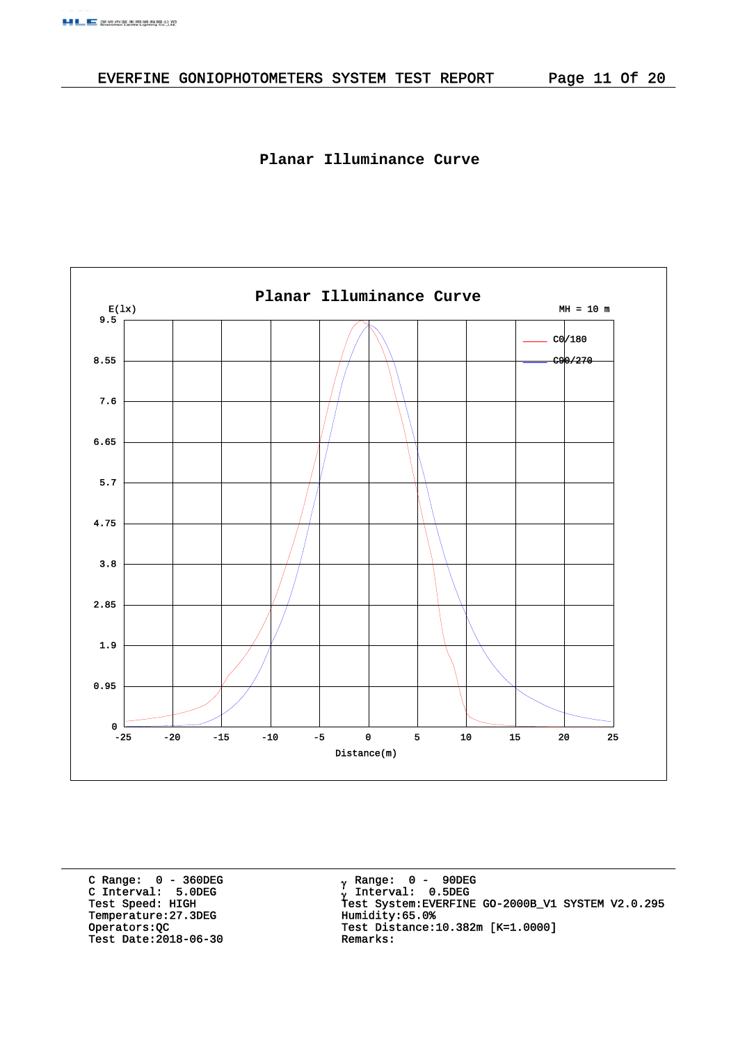# Planar Illuminance Curve

C Range: 0 - 360DEG
C Interval: 5.0DEG
Test Speed: HIGH
Temperature:27.3DEG
Operators:QC
Test Date:2018-06-30

γ Range: 0 - 90DEG
γ Interval: 0.5DEG
Test System:EVERFINE GO-2000B_V1 SYSTEM V2.0.295
Humidity:65.0%
Test Distance:10.382m [K=1.0000]
Remarks: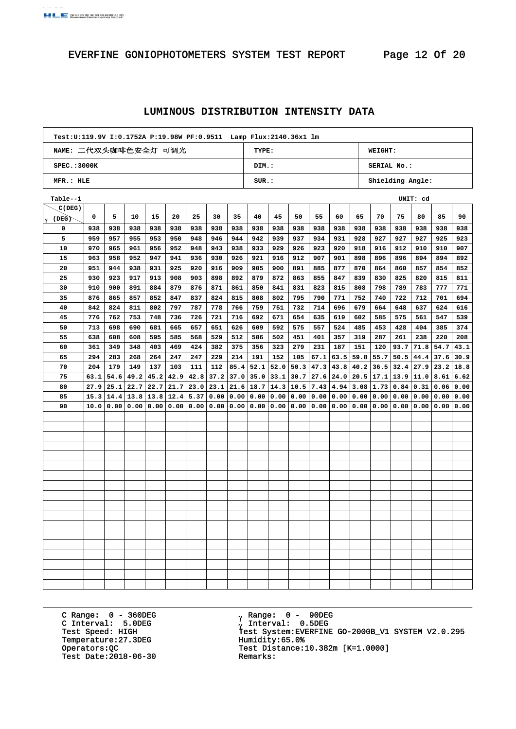## EVERFINE GONIOPHOTOMETERS SYSTEM TEST REPORT

### LUMINOUS DISTRIBUTION INTENSITY DATA

| Test:U:119.9V I:0.1752A P:19.98W PF:0.9511 Lamp Flux:2140.36x1 lm | | |
|---|---|---|
| NAME: 二代双头咖啡色安全灯 可调光 | TYPE: | WEIGHT: |
| SPEC.:3000K | DIM.: | SERIAL No.: |
| MFR.: HLE | SUR.: | Shielding Angle: |

Table--1 UNIT: cd

| γ (DEG) \ C(DEG) | 0 | 5 | 10 | 15 | 20 | 25 | 30 | 35 | 40 | 45 | 50 | 55 | 60 | 65 | 70 | 75 | 80 | 85 | 90 |
|---|---|---|---|---|---|---|---|---|---|---|---|---|---|---|---|---|---|---|---|
| 0 | 938 | 938 | 938 | 938 | 938 | 938 | 938 | 938 | 938 | 938 | 938 | 938 | 938 | 938 | 938 | 938 | 938 | 938 | 938 |
| 5 | 959 | 957 | 955 | 953 | 950 | 948 | 946 | 944 | 942 | 939 | 937 | 934 | 931 | 928 | 927 | 927 | 927 | 925 | 923 |
| 10 | 970 | 965 | 961 | 956 | 952 | 948 | 943 | 938 | 933 | 929 | 926 | 923 | 920 | 918 | 916 | 912 | 910 | 910 | 907 |
| 15 | 963 | 958 | 952 | 947 | 941 | 936 | 930 | 926 | 921 | 916 | 912 | 907 | 901 | 898 | 896 | 896 | 894 | 894 | 892 |
| 20 | 951 | 944 | 938 | 931 | 925 | 920 | 916 | 909 | 905 | 900 | 891 | 885 | 877 | 870 | 864 | 860 | 857 | 854 | 852 |
| 25 | 930 | 923 | 917 | 913 | 908 | 903 | 898 | 892 | 879 | 872 | 863 | 855 | 847 | 839 | 830 | 825 | 820 | 815 | 811 |
| 30 | 910 | 900 | 891 | 884 | 879 | 876 | 871 | 861 | 850 | 841 | 831 | 823 | 815 | 808 | 798 | 789 | 783 | 777 | 771 |
| 35 | 876 | 865 | 857 | 852 | 847 | 837 | 824 | 815 | 808 | 802 | 795 | 790 | 771 | 752 | 740 | 722 | 712 | 701 | 694 |
| 40 | 842 | 824 | 811 | 802 | 797 | 787 | 778 | 766 | 759 | 751 | 732 | 714 | 696 | 679 | 664 | 648 | 637 | 624 | 616 |
| 45 | 776 | 762 | 753 | 748 | 736 | 726 | 721 | 716 | 692 | 671 | 654 | 635 | 619 | 602 | 585 | 575 | 561 | 547 | 539 |
| 50 | 713 | 698 | 690 | 681 | 665 | 657 | 651 | 626 | 609 | 592 | 575 | 557 | 524 | 485 | 453 | 428 | 404 | 385 | 374 |
| 55 | 638 | 608 | 608 | 595 | 585 | 568 | 529 | 512 | 506 | 502 | 451 | 401 | 357 | 319 | 287 | 261 | 238 | 220 | 208 |
| 60 | 361 | 349 | 348 | 403 | 469 | 424 | 382 | 375 | 356 | 323 | 279 | 231 | 187 | 151 | 120 | 93.7 | 71.8 | 54.7 | 43.1 |
| 65 | 294 | 283 | 268 | 264 | 247 | 247 | 229 | 214 | 191 | 152 | 105 | 67.1 | 63.5 | 59.8 | 55.7 | 50.5 | 44.4 | 37.6 | 30.9 |
| 70 | 204 | 179 | 149 | 137 | 103 | 111 | 112 | 85.4 | 52.1 | 52.0 | 50.3 | 47.3 | 43.8 | 40.2 | 36.5 | 32.4 | 27.9 | 23.2 | 18.8 |
| 75 | 63.1 | 54.6 | 49.2 | 45.2 | 42.9 | 42.8 | 37.2 | 37.0 | 35.0 | 33.1 | 30.7 | 27.6 | 24.0 | 20.5 | 17.1 | 13.9 | 11.0 | 8.61 | 6.62 |
| 80 | 27.9 | 25.1 | 22.7 | 22.7 | 21.7 | 23.0 | 23.1 | 21.6 | 18.7 | 14.3 | 10.5 | 7.43 | 4.94 | 3.08 | 1.73 | 0.84 | 0.31 | 0.06 | 0.00 |
| 85 | 15.3 | 14.4 | 13.8 | 13.8 | 12.4 | 5.37 | 0.00 | 0.00 | 0.00 | 0.00 | 0.00 | 0.00 | 0.00 | 0.00 | 0.00 | 0.00 | 0.00 | 0.00 | 0.00 |
| 90 | 10.0 | 0.00 | 0.00 | 0.00 | 0.00 | 0.00 | 0.00 | 0.00 | 0.00 | 0.00 | 0.00 | 0.00 | 0.00 | 0.00 | 0.00 | 0.00 | 0.00 | 0.00 | 0.00 |

C Range: 0 - 360DEG
C Interval: 5.0DEG
Test Speed: HIGH
Temperature:27.3DEG
Operators:QC
Test Date:2018-06-30

γ Range: 0 - 90DEG
γ Interval: 0.5DEG
Test System:EVERFINE GO-2000B_V1 SYSTEM V2.0.295
Humidity:65.0%
Test Distance:10.382m [K=1.0000]
Remarks: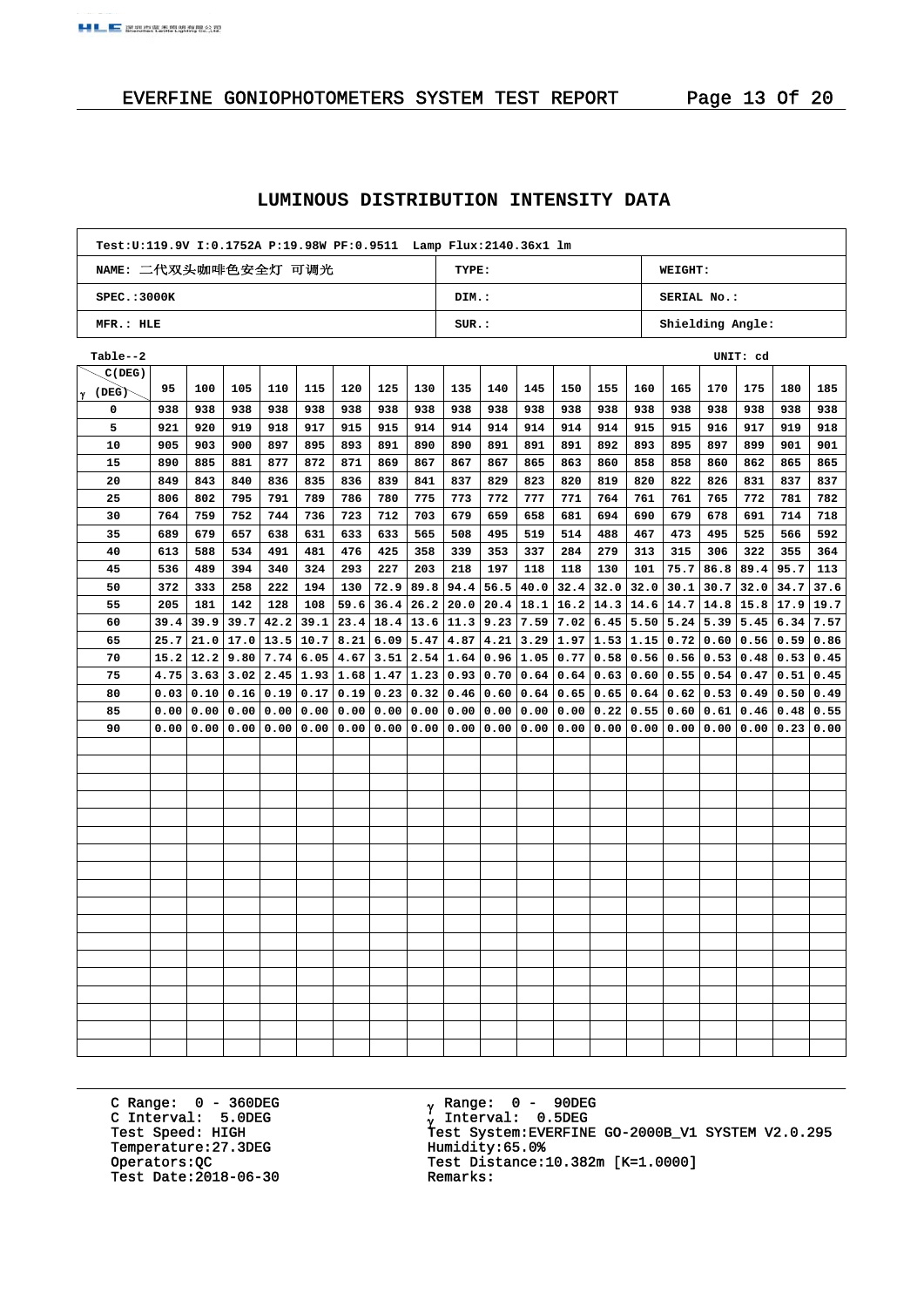# LUMINOUS DISTRIBUTION INTENSITY DATA

| Test:U:119.9V I:0.1752A P:19.98W PF:0.9511 Lamp Flux:2140.36x1 lm | | |
|---|---|---|
| NAME: 二代双头咖啡色安全灯 可调光 | TYPE: | WEIGHT: |
| SPEC.:3000K | DIM.: | SERIAL No.: |
| MFR.: HLE | SUR.: | Shielding Angle: |

Table--2 UNIT: cd

| C(DEG) / γ (DEG) | 95 | 100 | 105 | 110 | 115 | 120 | 125 | 130 | 135 | 140 | 145 | 150 | 155 | 160 | 165 | 170 | 175 | 180 | 185 |
|---|---|---|---|---|---|---|---|---|---|---|---|---|---|---|---|---|---|---|---|
| 0 | 938 | 938 | 938 | 938 | 938 | 938 | 938 | 938 | 938 | 938 | 938 | 938 | 938 | 938 | 938 | 938 | 938 | 938 | 938 |
| 5 | 921 | 920 | 919 | 918 | 917 | 915 | 915 | 914 | 914 | 914 | 914 | 914 | 914 | 915 | 915 | 916 | 917 | 919 | 918 |
| 10 | 905 | 903 | 900 | 897 | 895 | 893 | 891 | 890 | 890 | 891 | 891 | 891 | 892 | 893 | 895 | 897 | 899 | 901 | 901 |
| 15 | 890 | 885 | 881 | 877 | 872 | 871 | 869 | 867 | 867 | 867 | 865 | 863 | 860 | 858 | 858 | 860 | 862 | 865 | 865 |
| 20 | 849 | 843 | 840 | 836 | 835 | 836 | 839 | 841 | 837 | 829 | 823 | 820 | 819 | 820 | 822 | 826 | 831 | 837 | 837 |
| 25 | 806 | 802 | 795 | 791 | 789 | 786 | 780 | 775 | 773 | 772 | 777 | 771 | 764 | 761 | 761 | 765 | 772 | 781 | 782 |
| 30 | 764 | 759 | 752 | 744 | 736 | 723 | 712 | 703 | 679 | 659 | 658 | 681 | 694 | 690 | 679 | 678 | 691 | 714 | 718 |
| 35 | 689 | 679 | 657 | 638 | 631 | 633 | 633 | 565 | 508 | 495 | 519 | 514 | 488 | 467 | 473 | 495 | 525 | 566 | 592 |
| 40 | 613 | 588 | 534 | 491 | 481 | 476 | 425 | 358 | 339 | 353 | 337 | 284 | 279 | 313 | 315 | 306 | 322 | 355 | 364 |
| 45 | 536 | 489 | 394 | 340 | 324 | 293 | 227 | 203 | 218 | 197 | 118 | 118 | 130 | 101 | 75.7 | 86.8 | 89.4 | 95.7 | 113 |
| 50 | 372 | 333 | 258 | 222 | 194 | 130 | 72.9 | 89.8 | 94.4 | 56.5 | 40.0 | 32.4 | 32.0 | 32.0 | 30.1 | 30.7 | 32.0 | 34.7 | 37.6 |
| 55 | 205 | 181 | 142 | 128 | 108 | 59.6 | 36.4 | 26.2 | 20.0 | 20.4 | 18.1 | 16.2 | 14.3 | 14.6 | 14.7 | 14.8 | 15.8 | 17.9 | 19.7 |
| 60 | 39.4 | 39.9 | 39.7 | 42.2 | 39.1 | 23.4 | 18.4 | 13.6 | 11.3 | 9.23 | 7.59 | 7.02 | 6.45 | 5.50 | 5.24 | 5.39 | 5.45 | 6.34 | 7.57 |
| 65 | 25.7 | 21.0 | 17.0 | 13.5 | 10.7 | 8.21 | 6.09 | 5.47 | 4.87 | 4.21 | 3.29 | 1.97 | 1.53 | 1.15 | 0.72 | 0.60 | 0.56 | 0.59 | 0.86 |
| 70 | 15.2 | 12.2 | 9.80 | 7.74 | 6.05 | 4.67 | 3.51 | 2.54 | 1.64 | 0.96 | 1.05 | 0.77 | 0.58 | 0.56 | 0.56 | 0.53 | 0.48 | 0.53 | 0.45 |
| 75 | 4.75 | 3.63 | 3.02 | 2.45 | 1.93 | 1.68 | 1.47 | 1.23 | 0.93 | 0.70 | 0.64 | 0.64 | 0.63 | 0.60 | 0.55 | 0.54 | 0.47 | 0.51 | 0.45 |
| 80 | 0.03 | 0.10 | 0.16 | 0.19 | 0.17 | 0.19 | 0.23 | 0.32 | 0.46 | 0.60 | 0.64 | 0.65 | 0.65 | 0.64 | 0.62 | 0.53 | 0.49 | 0.50 | 0.49 |
| 85 | 0.00 | 0.00 | 0.00 | 0.00 | 0.00 | 0.00 | 0.00 | 0.00 | 0.00 | 0.00 | 0.00 | 0.00 | 0.22 | 0.55 | 0.60 | 0.61 | 0.46 | 0.48 | 0.55 |
| 90 | 0.00 | 0.00 | 0.00 | 0.00 | 0.00 | 0.00 | 0.00 | 0.00 | 0.00 | 0.00 | 0.00 | 0.00 | 0.00 | 0.00 | 0.00 | 0.00 | 0.00 | 0.23 | 0.00 |

C Range: 0 - 360DEG
C Interval: 5.0DEG
Test Speed: HIGH
Temperature:27.3DEG
Operators:QC
Test Date:2018-06-30

γ Range: 0 - 90DEG
γ Interval: 0.5DEG
Test System:EVERFINE GO-2000B_V1 SYSTEM V2.0.295
Humidity:65.0%
Test Distance:10.382m [K=1.0000]
Remarks: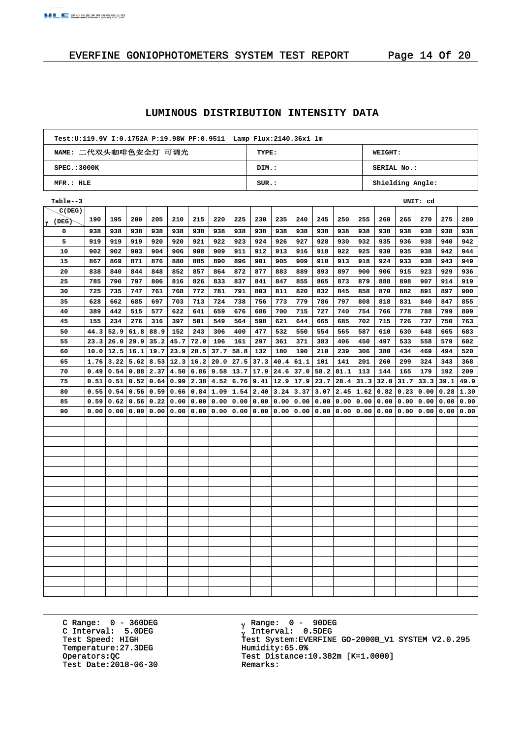## LUMINOUS DISTRIBUTION INTENSITY DATA

| Test:U:119.9V I:0.1752A P:19.98W PF:0.9511 Lamp Flux:2140.36x1 lm | | |
|---|---|---|
| NAME: 二代双头咖啡色安全灯 可调光 | TYPE: | WEIGHT: |
| SPEC.:3000K | DIM.: | SERIAL No.: |
| MFR.: HLE | SUR.: | Shielding Angle: |

Table--3 UNIT: cd

| γ (DEG) \ C(DEG) | 190 | 195 | 200 | 205 | 210 | 215 | 220 | 225 | 230 | 235 | 240 | 245 | 250 | 255 | 260 | 265 | 270 | 275 | 280 |
|---|---|---|---|---|---|---|---|---|---|---|---|---|---|---|---|---|---|---|---|
| 0 | 938 | 938 | 938 | 938 | 938 | 938 | 938 | 938 | 938 | 938 | 938 | 938 | 938 | 938 | 938 | 938 | 938 | 938 | 938 |
| 5 | 919 | 919 | 919 | 920 | 920 | 921 | 922 | 923 | 924 | 926 | 927 | 928 | 930 | 932 | 935 | 936 | 938 | 940 | 942 |
| 10 | 902 | 902 | 903 | 904 | 906 | 908 | 909 | 911 | 912 | 913 | 916 | 918 | 922 | 925 | 930 | 935 | 938 | 942 | 944 |
| 15 | 867 | 869 | 871 | 876 | 880 | 885 | 890 | 896 | 901 | 905 | 909 | 910 | 913 | 918 | 924 | 933 | 938 | 943 | 949 |
| 20 | 838 | 840 | 844 | 848 | 852 | 857 | 864 | 872 | 877 | 883 | 889 | 893 | 897 | 900 | 906 | 915 | 923 | 929 | 936 |
| 25 | 785 | 790 | 797 | 806 | 816 | 826 | 833 | 837 | 841 | 847 | 855 | 865 | 873 | 879 | 888 | 898 | 907 | 914 | 919 |
| 30 | 725 | 735 | 747 | 761 | 768 | 772 | 781 | 791 | 803 | 811 | 820 | 832 | 845 | 858 | 870 | 882 | 891 | 897 | 900 |
| 35 | 628 | 662 | 685 | 697 | 703 | 713 | 724 | 738 | 756 | 773 | 779 | 786 | 797 | 808 | 818 | 831 | 840 | 847 | 855 |
| 40 | 389 | 442 | 515 | 577 | 622 | 641 | 659 | 676 | 686 | 700 | 715 | 727 | 740 | 754 | 766 | 778 | 788 | 799 | 809 |
| 45 | 155 | 234 | 276 | 316 | 397 | 501 | 549 | 564 | 598 | 621 | 644 | 665 | 685 | 702 | 715 | 726 | 737 | 750 | 763 |
| 50 | 44.3 | 52.9 | 61.8 | 88.9 | 152 | 243 | 306 | 400 | 477 | 532 | 550 | 554 | 565 | 587 | 610 | 630 | 648 | 665 | 683 |
| 55 | 23.3 | 26.0 | 29.9 | 35.2 | 45.7 | 72.0 | 106 | 161 | 297 | 361 | 371 | 383 | 406 | 450 | 497 | 533 | 558 | 579 | 602 |
| 60 | 10.0 | 12.5 | 16.1 | 19.7 | 23.9 | 28.5 | 37.7 | 58.8 | 132 | 180 | 190 | 210 | 239 | 306 | 380 | 434 | 469 | 494 | 520 |
| 65 | 1.76 | 3.22 | 5.62 | 8.53 | 12.3 | 16.2 | 20.0 | 27.5 | 37.3 | 40.4 | 61.1 | 101 | 141 | 201 | 260 | 299 | 324 | 343 | 368 |
| 70 | 0.49 | 0.54 | 0.88 | 2.37 | 4.50 | 6.86 | 9.58 | 13.7 | 17.9 | 24.6 | 37.0 | 58.2 | 81.1 | 113 | 144 | 165 | 179 | 192 | 209 |
| 75 | 0.51 | 0.51 | 0.52 | 0.64 | 0.99 | 2.38 | 4.52 | 6.76 | 9.41 | 12.9 | 17.9 | 23.7 | 28.4 | 31.3 | 32.0 | 31.7 | 33.3 | 39.1 | 49.9 |
| 80 | 0.55 | 0.54 | 0.56 | 0.59 | 0.66 | 0.84 | 1.09 | 1.54 | 2.40 | 3.24 | 3.37 | 3.07 | 2.45 | 1.62 | 0.82 | 0.23 | 0.00 | 0.28 | 1.30 |
| 85 | 0.59 | 0.62 | 0.56 | 0.22 | 0.00 | 0.00 | 0.00 | 0.00 | 0.00 | 0.00 | 0.00 | 0.00 | 0.00 | 0.00 | 0.00 | 0.00 | 0.00 | 0.00 | 0.00 |
| 90 | 0.00 | 0.00 | 0.00 | 0.00 | 0.00 | 0.00 | 0.00 | 0.00 | 0.00 | 0.00 | 0.00 | 0.00 | 0.00 | 0.00 | 0.00 | 0.00 | 0.00 | 0.00 | 0.00 |

C Range: 0 - 360DEG
C Interval: 5.0DEG
Test Speed: HIGH
Temperature:27.3DEG
Operators:QC
Test Date:2018-06-30

γ Range: 0 - 90DEG
γ Interval: 0.5DEG
Test System:EVERFINE GO-2000B_V1 SYSTEM V2.0.295
Humidity:65.0%
Test Distance:10.382m [K=1.0000]
Remarks: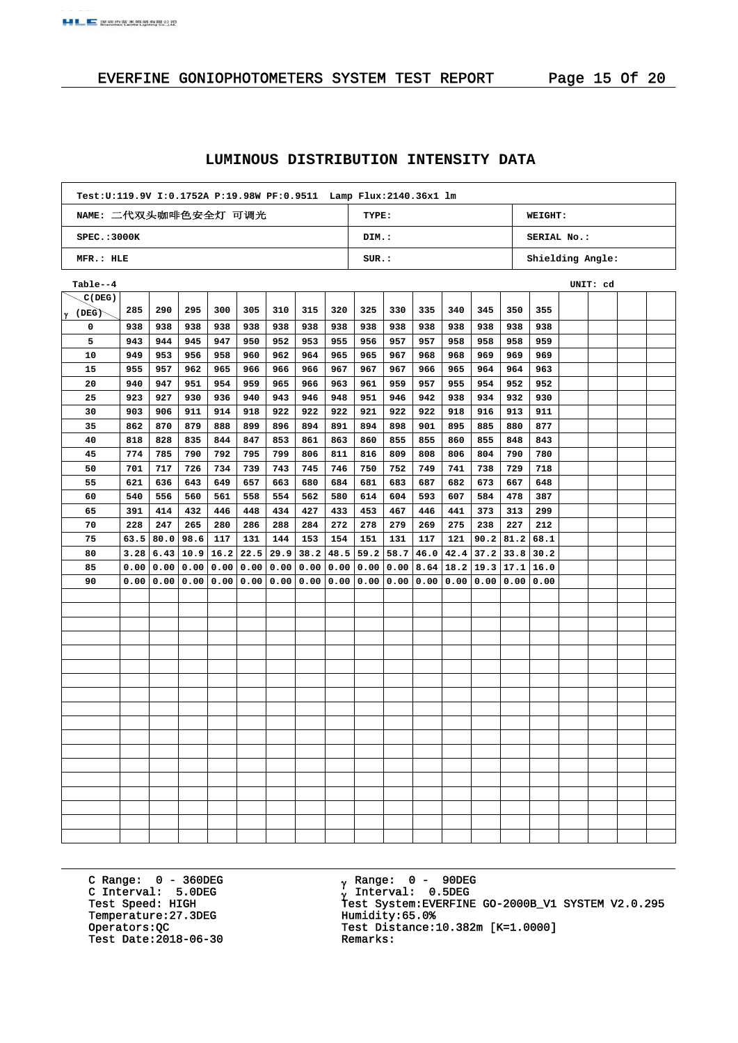## LUMINOUS DISTRIBUTION INTENSITY DATA

| Test:U:119.9V I:0.1752A P:19.98W PF:0.9511 Lamp Flux:2140.36x1 lm | | |
|---|---|---|
| NAME: 二代双头咖啡色安全灯 可调光 | TYPE: | WEIGHT: |
| SPEC.:3000K | DIM.: | SERIAL No.: |
| MFR.: HLE | SUR.: | Shielding Angle: |

Table--4 UNIT: cd

| γ (DEG) \ C(DEG) | 285 | 290 | 295 | 300 | 305 | 310 | 315 | 320 | 325 | 330 | 335 | 340 | 345 | 350 | 355 |
|---|---|---|---|---|---|---|---|---|---|---|---|---|---|---|---|
| 0 | 938 | 938 | 938 | 938 | 938 | 938 | 938 | 938 | 938 | 938 | 938 | 938 | 938 | 938 | 938 |
| 5 | 943 | 944 | 945 | 947 | 950 | 952 | 953 | 955 | 956 | 957 | 957 | 958 | 958 | 958 | 959 |
| 10 | 949 | 953 | 956 | 958 | 960 | 962 | 964 | 965 | 965 | 967 | 968 | 968 | 969 | 969 | 969 |
| 15 | 955 | 957 | 962 | 965 | 966 | 966 | 966 | 967 | 967 | 967 | 966 | 965 | 964 | 964 | 963 |
| 20 | 940 | 947 | 951 | 954 | 959 | 965 | 966 | 963 | 961 | 959 | 957 | 955 | 954 | 952 | 952 |
| 25 | 923 | 927 | 930 | 936 | 940 | 943 | 946 | 948 | 951 | 946 | 942 | 938 | 934 | 932 | 930 |
| 30 | 903 | 906 | 911 | 914 | 918 | 922 | 922 | 922 | 921 | 922 | 922 | 918 | 916 | 913 | 911 |
| 35 | 862 | 870 | 879 | 888 | 899 | 896 | 894 | 891 | 894 | 898 | 901 | 895 | 885 | 880 | 877 |
| 40 | 818 | 828 | 835 | 844 | 847 | 853 | 861 | 863 | 860 | 855 | 855 | 860 | 855 | 848 | 843 |
| 45 | 774 | 785 | 790 | 792 | 795 | 799 | 806 | 811 | 816 | 809 | 808 | 806 | 804 | 790 | 780 |
| 50 | 701 | 717 | 726 | 734 | 739 | 743 | 745 | 746 | 750 | 752 | 749 | 741 | 738 | 729 | 718 |
| 55 | 621 | 636 | 643 | 649 | 657 | 663 | 680 | 684 | 681 | 683 | 687 | 682 | 673 | 667 | 648 |
| 60 | 540 | 556 | 560 | 561 | 558 | 554 | 562 | 580 | 614 | 604 | 593 | 607 | 584 | 478 | 387 |
| 65 | 391 | 414 | 432 | 446 | 448 | 434 | 427 | 433 | 453 | 467 | 446 | 441 | 373 | 313 | 299 |
| 70 | 228 | 247 | 265 | 280 | 286 | 288 | 284 | 272 | 278 | 279 | 269 | 275 | 238 | 227 | 212 |
| 75 | 63.5 | 80.0 | 98.6 | 117 | 131 | 144 | 153 | 154 | 151 | 131 | 117 | 121 | 90.2 | 81.2 | 68.1 |
| 80 | 3.28 | 6.43 | 10.9 | 16.2 | 22.5 | 29.9 | 38.2 | 48.5 | 59.2 | 58.7 | 46.0 | 42.4 | 37.2 | 33.8 | 30.2 |
| 85 | 0.00 | 0.00 | 0.00 | 0.00 | 0.00 | 0.00 | 0.00 | 0.00 | 0.00 | 0.00 | 8.64 | 18.2 | 19.3 | 17.1 | 16.0 |
| 90 | 0.00 | 0.00 | 0.00 | 0.00 | 0.00 | 0.00 | 0.00 | 0.00 | 0.00 | 0.00 | 0.00 | 0.00 | 0.00 | 0.00 | 0.00 |

C Range: 0 - 360DEG
C Interval: 5.0DEG
Test Speed: HIGH
Temperature:27.3DEG
Operators:QC
Test Date:2018-06-30

γ Range: 0 - 90DEG
γ Interval: 0.5DEG
Test System:EVERFINE GO-2000B_V1 SYSTEM V2.0.295
Humidity:65.0%
Test Distance:10.382m [K=1.0000]
Remarks: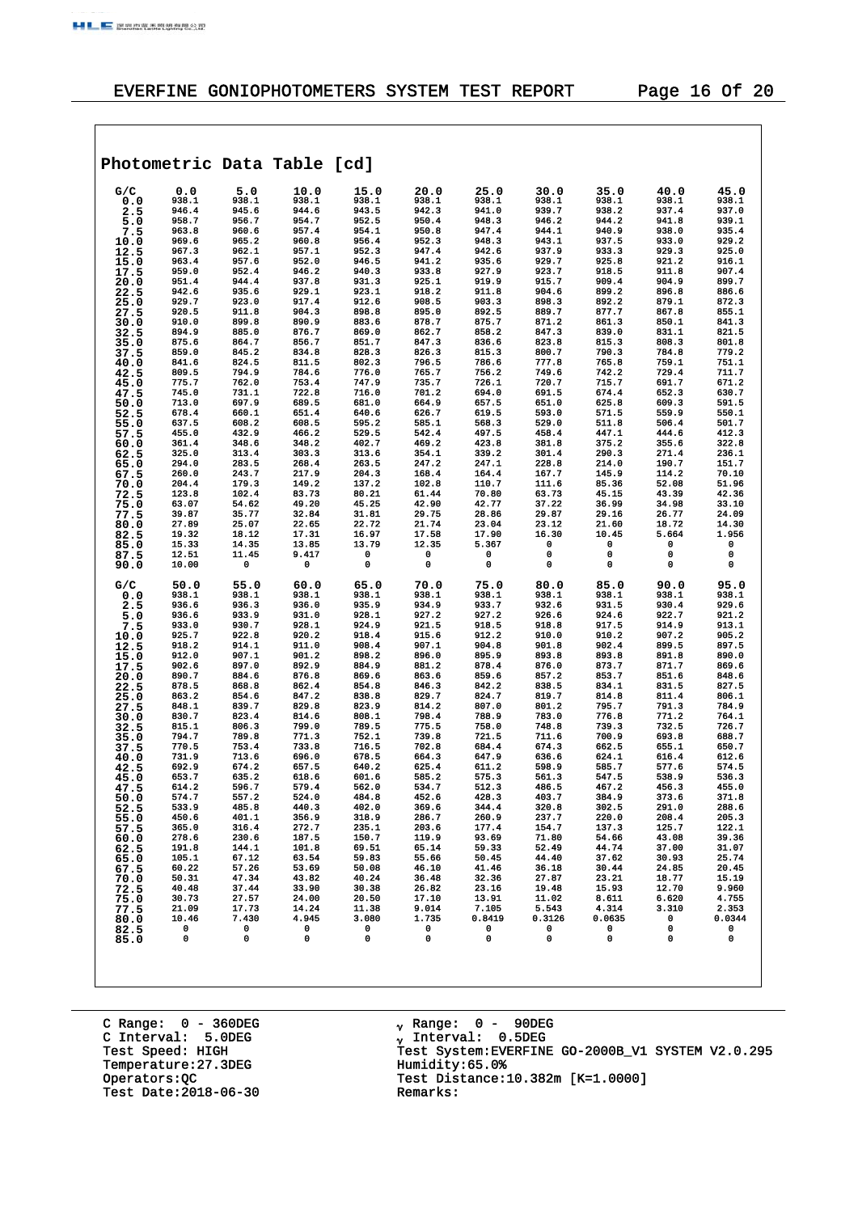# EVERFINE GONIOPHOTOMETERS SYSTEM TEST REPORT

## Photometric Data Table [cd]

| G/C | 0.0 | 5.0 | 10.0 | 15.0 | 20.0 | 25.0 | 30.0 | 35.0 | 40.0 | 45.0 |
|---|---|---|---|---|---|---|---|---|---|---|
| 0.0 | 938.1 | 938.1 | 938.1 | 938.1 | 938.1 | 938.1 | 938.1 | 938.1 | 938.1 | 938.1 |
| 2.5 | 946.4 | 945.6 | 944.6 | 943.5 | 942.3 | 941.0 | 939.7 | 938.2 | 937.4 | 937.0 |
| 5.0 | 958.7 | 956.7 | 954.7 | 952.5 | 950.4 | 948.3 | 946.2 | 944.2 | 941.8 | 939.1 |
| 7.5 | 963.8 | 960.6 | 957.4 | 954.1 | 950.8 | 947.4 | 944.1 | 940.9 | 938.0 | 935.4 |
| 10.0 | 969.6 | 965.2 | 960.8 | 956.4 | 952.3 | 948.3 | 943.1 | 937.5 | 933.0 | 929.2 |
| 12.5 | 967.3 | 962.1 | 957.1 | 952.3 | 947.4 | 942.6 | 937.9 | 933.3 | 929.3 | 925.0 |
| 15.0 | 963.4 | 957.6 | 952.0 | 946.5 | 941.2 | 935.6 | 929.7 | 925.8 | 921.2 | 916.1 |
| 17.5 | 959.0 | 952.4 | 946.2 | 940.3 | 933.8 | 927.9 | 923.7 | 918.5 | 911.8 | 907.4 |
| 20.0 | 951.4 | 944.4 | 937.8 | 931.3 | 925.1 | 919.9 | 915.7 | 909.4 | 904.9 | 899.7 |
| 22.5 | 942.6 | 935.6 | 929.1 | 923.1 | 918.2 | 911.8 | 904.6 | 899.2 | 896.8 | 886.6 |
| 25.0 | 929.7 | 923.0 | 917.4 | 912.6 | 908.5 | 903.3 | 898.3 | 892.2 | 879.1 | 872.3 |
| 27.5 | 920.5 | 911.8 | 904.3 | 898.8 | 895.0 | 892.5 | 889.7 | 877.7 | 867.8 | 855.1 |
| 30.0 | 910.0 | 899.8 | 890.9 | 883.6 | 878.7 | 875.7 | 871.2 | 861.3 | 850.1 | 841.3 |
| 32.5 | 894.9 | 885.0 | 876.7 | 869.0 | 862.7 | 858.2 | 847.3 | 839.0 | 831.1 | 821.5 |
| 35.0 | 875.6 | 864.7 | 856.7 | 851.7 | 847.3 | 836.6 | 823.8 | 815.3 | 808.3 | 801.8 |
| 37.5 | 859.0 | 845.2 | 834.8 | 828.3 | 826.3 | 815.3 | 800.7 | 790.3 | 784.8 | 779.2 |
| 40.0 | 841.6 | 824.5 | 811.5 | 802.3 | 796.5 | 786.6 | 777.8 | 765.8 | 759.1 | 751.1 |
| 42.5 | 809.5 | 794.9 | 784.6 | 776.0 | 765.7 | 756.2 | 749.6 | 742.2 | 729.4 | 711.7 |
| 45.0 | 775.7 | 762.0 | 753.4 | 747.9 | 735.7 | 726.1 | 720.7 | 715.7 | 691.7 | 671.2 |
| 47.5 | 745.0 | 731.1 | 722.8 | 716.0 | 701.2 | 694.0 | 691.5 | 674.4 | 652.3 | 630.7 |
| 50.0 | 713.0 | 697.9 | 689.5 | 681.0 | 664.9 | 657.5 | 651.0 | 625.8 | 609.3 | 591.5 |
| 52.5 | 678.4 | 660.1 | 651.4 | 640.6 | 626.7 | 619.5 | 593.0 | 571.5 | 559.9 | 550.1 |
| 55.0 | 637.5 | 608.2 | 608.5 | 595.2 | 585.1 | 568.3 | 529.0 | 511.8 | 506.4 | 501.7 |
| 57.5 | 455.0 | 432.9 | 466.2 | 529.5 | 542.4 | 497.5 | 458.4 | 447.1 | 444.6 | 412.3 |
| 60.0 | 361.4 | 348.6 | 348.2 | 402.7 | 469.2 | 423.8 | 381.8 | 375.2 | 355.6 | 322.8 |
| 62.5 | 325.0 | 313.4 | 303.3 | 313.6 | 354.1 | 339.2 | 301.4 | 290.3 | 271.4 | 236.1 |
| 65.0 | 294.0 | 283.5 | 268.4 | 263.5 | 247.2 | 247.1 | 228.8 | 214.0 | 190.7 | 151.7 |
| 67.5 | 260.0 | 243.7 | 217.9 | 204.3 | 168.4 | 164.4 | 167.7 | 145.9 | 114.2 | 70.10 |
| 70.0 | 204.4 | 179.3 | 149.2 | 137.2 | 102.8 | 110.7 | 111.6 | 85.36 | 52.08 | 51.96 |
| 72.5 | 123.8 | 102.4 | 83.73 | 80.21 | 61.44 | 70.80 | 63.73 | 45.15 | 43.39 | 42.36 |
| 75.0 | 63.07 | 54.62 | 49.20 | 45.25 | 42.90 | 42.77 | 37.22 | 36.99 | 34.98 | 33.10 |
| 77.5 | 39.87 | 35.77 | 32.84 | 31.81 | 29.75 | 28.86 | 29.87 | 29.16 | 26.77 | 24.09 |
| 80.0 | 27.89 | 25.07 | 22.65 | 22.72 | 21.74 | 23.04 | 23.12 | 21.60 | 18.72 | 14.30 |
| 82.5 | 19.32 | 18.12 | 17.31 | 16.97 | 17.58 | 17.90 | 16.30 | 10.45 | 5.664 | 1.956 |
| 85.0 | 15.33 | 14.35 | 13.85 | 13.79 | 12.35 | 5.367 | 0 | 0 | 0 | 0 |
| 87.5 | 12.51 | 11.45 | 9.417 | 0 | 0 | 0 | 0 | 0 | 0 | 0 |
| 90.0 | 10.00 | 0 | 0 | 0 | 0 | 0 | 0 | 0 | 0 | 0 |

| G/C | 50.0 | 55.0 | 60.0 | 65.0 | 70.0 | 75.0 | 80.0 | 85.0 | 90.0 | 95.0 |
|---|---|---|---|---|---|---|---|---|---|---|
| 0.0 | 938.1 | 938.1 | 938.1 | 938.1 | 938.1 | 938.1 | 938.1 | 938.1 | 938.1 | 938.1 |
| 2.5 | 936.6 | 936.3 | 936.0 | 935.9 | 934.9 | 933.7 | 932.6 | 931.5 | 930.4 | 929.6 |
| 5.0 | 936.6 | 933.9 | 931.0 | 928.1 | 927.2 | 927.2 | 926.6 | 924.6 | 922.7 | 921.2 |
| 7.5 | 933.0 | 930.7 | 928.1 | 924.9 | 921.5 | 918.5 | 918.8 | 917.5 | 914.9 | 913.1 |
| 10.0 | 925.7 | 922.8 | 920.2 | 918.4 | 915.6 | 912.2 | 910.0 | 910.2 | 907.2 | 905.2 |
| 12.5 | 918.2 | 914.1 | 911.0 | 908.4 | 907.1 | 904.8 | 901.8 | 902.4 | 899.5 | 897.5 |
| 15.0 | 912.0 | 907.1 | 901.2 | 898.2 | 896.0 | 895.9 | 893.8 | 893.8 | 891.8 | 890.0 |
| 17.5 | 902.6 | 897.0 | 892.9 | 884.9 | 881.2 | 878.4 | 876.0 | 873.7 | 871.7 | 869.6 |
| 20.0 | 890.7 | 884.6 | 876.8 | 869.6 | 863.6 | 859.6 | 857.2 | 853.7 | 851.6 | 848.6 |
| 22.5 | 878.5 | 868.8 | 862.4 | 854.8 | 846.3 | 842.2 | 838.5 | 834.1 | 831.5 | 827.5 |
| 25.0 | 863.2 | 854.6 | 847.2 | 838.8 | 829.7 | 824.7 | 819.7 | 814.8 | 811.4 | 806.1 |
| 27.5 | 848.1 | 839.7 | 829.8 | 823.9 | 814.2 | 807.0 | 801.2 | 795.7 | 791.3 | 784.9 |
| 30.0 | 830.7 | 823.4 | 814.6 | 808.1 | 798.4 | 788.9 | 783.0 | 776.8 | 771.2 | 764.1 |
| 32.5 | 815.1 | 806.3 | 799.0 | 789.5 | 775.5 | 758.0 | 748.8 | 739.3 | 732.5 | 726.7 |
| 35.0 | 794.7 | 789.8 | 771.3 | 752.1 | 739.8 | 721.5 | 711.6 | 700.9 | 693.8 | 688.7 |
| 37.5 | 770.5 | 753.4 | 733.8 | 716.5 | 702.8 | 684.4 | 674.3 | 662.5 | 655.1 | 650.7 |
| 40.0 | 731.9 | 713.6 | 696.0 | 678.5 | 664.3 | 647.9 | 636.6 | 624.1 | 616.4 | 612.6 |
| 42.5 | 692.9 | 674.2 | 657.5 | 640.2 | 625.4 | 611.2 | 598.9 | 585.7 | 577.6 | 574.5 |
| 45.0 | 653.7 | 635.2 | 618.6 | 601.6 | 585.2 | 575.3 | 561.3 | 547.5 | 538.9 | 536.3 |
| 47.5 | 614.2 | 596.7 | 579.4 | 562.0 | 534.7 | 512.3 | 486.5 | 467.2 | 456.3 | 455.0 |
| 50.0 | 574.7 | 557.2 | 524.0 | 484.8 | 452.6 | 428.3 | 403.7 | 384.9 | 373.6 | 371.8 |
| 52.5 | 533.9 | 485.8 | 440.3 | 402.0 | 369.6 | 344.4 | 320.8 | 302.5 | 291.0 | 288.6 |
| 55.0 | 450.6 | 401.1 | 356.9 | 318.9 | 286.7 | 260.9 | 237.7 | 220.0 | 208.4 | 205.3 |
| 57.5 | 365.0 | 316.4 | 272.7 | 235.1 | 203.6 | 177.4 | 154.7 | 137.3 | 125.7 | 122.1 |
| 60.0 | 278.6 | 230.6 | 187.5 | 150.7 | 119.9 | 93.69 | 71.80 | 54.66 | 43.08 | 39.36 |
| 62.5 | 191.8 | 144.1 | 101.8 | 69.51 | 65.14 | 59.33 | 52.49 | 44.74 | 37.00 | 31.07 |
| 65.0 | 105.1 | 67.12 | 63.54 | 59.83 | 55.66 | 50.45 | 44.40 | 37.62 | 30.93 | 25.74 |
| 67.5 | 60.22 | 57.26 | 53.69 | 50.08 | 46.10 | 41.46 | 36.18 | 30.44 | 24.85 | 20.45 |
| 70.0 | 50.31 | 47.34 | 43.82 | 40.24 | 36.48 | 32.36 | 27.87 | 23.21 | 18.77 | 15.19 |
| 72.5 | 40.48 | 37.44 | 33.90 | 30.38 | 26.82 | 23.16 | 19.48 | 15.93 | 12.70 | 9.960 |
| 75.0 | 30.73 | 27.57 | 24.00 | 20.50 | 17.10 | 13.91 | 11.02 | 8.611 | 6.620 | 4.755 |
| 77.5 | 21.09 | 17.73 | 14.24 | 11.38 | 9.014 | 7.105 | 5.543 | 4.314 | 3.310 | 2.353 |
| 80.0 | 10.46 | 7.430 | 4.945 | 3.080 | 1.735 | 0.8419 | 0.3126 | 0.0635 | 0 | 0.0344 |
| 82.5 | 0 | 0 | 0 | 0 | 0 | 0 | 0 | 0 | 0 | 0 |
| 85.0 | 0 | 0 | 0 | 0 | 0 | 0 | 0 | 0 | 0 | 0 |

C Range: 0 - 360DEG
C Interval: 5.0DEG
Test Speed: HIGH
Temperature:27.3DEG
Operators:QC
Test Date:2018-06-30

$\gamma$ Range: 0 - 90DEG
$\gamma$ Interval: 0.5DEG
Test System:EVERFINE GO-2000B_V1 SYSTEM V2.0.295
Humidity:65.0%
Test Distance:10.382m [K=1.0000]
Remarks: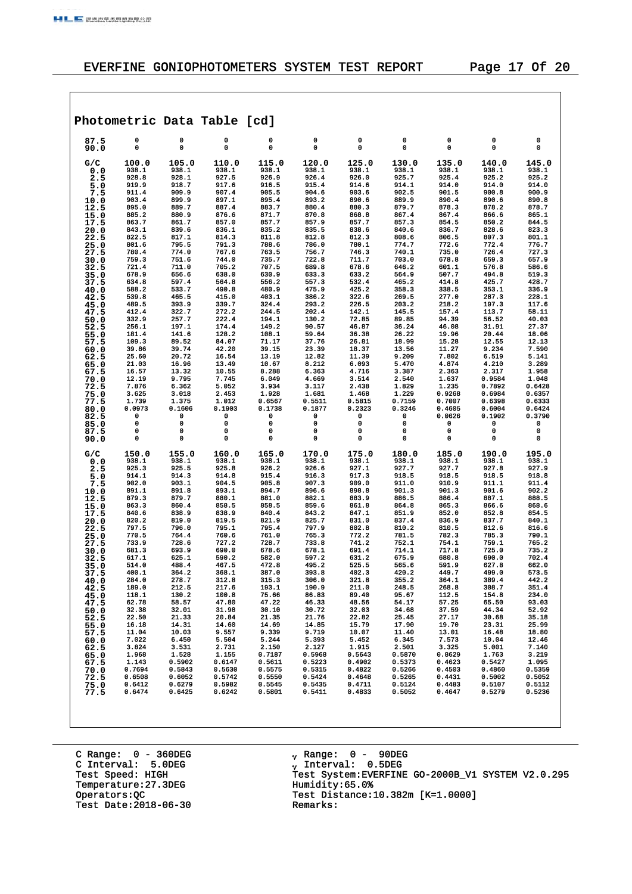## Photometric Data Table [cd]

| | | | | | | | | | | |
|---|---|---|---|---|---|---|---|---|---|---|
| 87.5 | 0 | 0 | 0 | 0 | 0 | 0 | 0 | 0 | 0 | 0 |
| 90.0 | 0 | 0 | 0 | 0 | 0 | 0 | 0 | 0 | 0 | 0 |

| G/C | 100.0 | 105.0 | 110.0 | 115.0 | 120.0 | 125.0 | 130.0 | 135.0 | 140.0 | 145.0 |
|---|---|---|---|---|---|---|---|---|---|---|
| 0.0 | 938.1 | 938.1 | 938.1 | 938.1 | 938.1 | 938.1 | 938.1 | 938.1 | 938.1 | 938.1 |
| 2.5 | 928.8 | 928.1 | 927.5 | 926.9 | 926.4 | 926.0 | 925.7 | 925.4 | 925.2 | 925.2 |
| 5.0 | 919.9 | 918.7 | 917.6 | 916.5 | 915.4 | 914.6 | 914.1 | 914.0 | 914.0 | 914.0 |
| 7.5 | 911.4 | 909.9 | 907.4 | 905.5 | 904.6 | 903.6 | 902.5 | 901.5 | 900.8 | 900.9 |
| 10.0 | 903.4 | 899.9 | 897.1 | 895.4 | 893.2 | 890.6 | 889.9 | 890.4 | 890.6 | 890.8 |
| 12.5 | 895.0 | 889.7 | 887.4 | 883.7 | 880.4 | 880.3 | 879.7 | 878.3 | 878.2 | 878.7 |
| 15.0 | 885.2 | 880.9 | 876.6 | 871.7 | 870.8 | 868.8 | 867.4 | 867.4 | 866.6 | 865.1 |
| 17.5 | 863.7 | 861.7 | 857.0 | 857.7 | 857.9 | 857.7 | 857.3 | 854.5 | 850.2 | 844.5 |
| 20.0 | 843.1 | 839.6 | 836.1 | 835.2 | 835.5 | 838.6 | 840.6 | 836.7 | 828.6 | 823.3 |
| 22.5 | 822.5 | 817.1 | 814.3 | 811.8 | 812.8 | 812.3 | 808.6 | 806.5 | 807.3 | 801.1 |
| 25.0 | 801.6 | 795.5 | 791.3 | 788.6 | 786.0 | 780.1 | 774.7 | 772.6 | 772.4 | 776.7 |
| 27.5 | 780.4 | 774.0 | 767.6 | 763.5 | 756.7 | 746.3 | 740.1 | 735.0 | 726.4 | 727.3 |
| 30.0 | 759.3 | 751.6 | 744.0 | 735.7 | 722.8 | 711.7 | 703.0 | 678.8 | 659.3 | 657.9 |
| 32.5 | 721.4 | 711.0 | 705.2 | 707.5 | 689.8 | 678.6 | 646.2 | 601.1 | 576.8 | 586.6 |
| 35.0 | 678.9 | 656.6 | 638.0 | 630.9 | 633.3 | 633.2 | 564.9 | 507.7 | 494.8 | 519.3 |
| 37.5 | 634.8 | 597.4 | 564.8 | 556.2 | 557.3 | 532.4 | 465.2 | 414.8 | 425.7 | 428.7 |
| 40.0 | 588.2 | 533.7 | 490.8 | 480.9 | 475.9 | 425.2 | 358.3 | 338.5 | 353.1 | 336.9 |
| 42.5 | 539.8 | 465.5 | 415.0 | 403.1 | 386.2 | 322.6 | 269.5 | 277.0 | 287.3 | 228.1 |
| 45.0 | 489.5 | 393.9 | 339.7 | 324.4 | 293.2 | 226.5 | 203.2 | 218.2 | 197.3 | 117.6 |
| 47.5 | 412.4 | 322.7 | 272.2 | 244.5 | 202.4 | 142.1 | 145.5 | 157.4 | 113.7 | 58.11 |
| 50.0 | 332.9 | 257.7 | 222.4 | 194.1 | 130.2 | 72.85 | 89.85 | 94.39 | 56.52 | 40.03 |
| 52.5 | 256.1 | 197.1 | 174.4 | 149.2 | 90.57 | 46.87 | 36.24 | 46.08 | 31.91 | 27.37 |
| 55.0 | 181.4 | 141.6 | 128.2 | 108.1 | 59.64 | 36.38 | 26.22 | 19.96 | 20.44 | 18.06 |
| 57.5 | 109.3 | 89.52 | 84.07 | 71.17 | 37.76 | 26.81 | 18.99 | 15.28 | 12.55 | 12.13 |
| 60.0 | 39.86 | 39.74 | 42.20 | 39.15 | 23.39 | 18.37 | 13.56 | 11.27 | 9.234 | 7.590 |
| 62.5 | 25.60 | 20.72 | 16.54 | 13.19 | 12.82 | 11.39 | 9.209 | 7.802 | 6.519 | 5.141 |
| 65.0 | 21.03 | 16.96 | 13.49 | 10.67 | 8.212 | 6.093 | 5.470 | 4.874 | 4.210 | 3.289 |
| 67.5 | 16.57 | 13.32 | 10.55 | 8.288 | 6.363 | 4.716 | 3.387 | 2.363 | 2.317 | 1.958 |
| 70.0 | 12.19 | 9.795 | 7.745 | 6.049 | 4.669 | 3.514 | 2.540 | 1.637 | 0.9584 | 1.048 |
| 72.5 | 7.876 | 6.362 | 5.052 | 3.934 | 3.117 | 2.438 | 1.829 | 1.235 | 0.7892 | 0.6428 |
| 75.0 | 3.625 | 3.018 | 2.453 | 1.928 | 1.681 | 1.468 | 1.229 | 0.9268 | 0.6984 | 0.6357 |
| 77.5 | 1.739 | 1.375 | 1.012 | 0.6567 | 0.5511 | 0.5815 | 0.7159 | 0.7007 | 0.6398 | 0.6333 |
| 80.0 | 0.0973 | 0.1606 | 0.1903 | 0.1738 | 0.1877 | 0.2323 | 0.3246 | 0.4605 | 0.6004 | 0.6424 |
| 82.5 | 0 | 0 | 0 | 0 | 0 | 0 | 0 | 0.0626 | 0.1902 | 0.3790 |
| 85.0 | 0 | 0 | 0 | 0 | 0 | 0 | 0 | 0 | 0 | 0 |
| 87.5 | 0 | 0 | 0 | 0 | 0 | 0 | 0 | 0 | 0 | 0 |
| 90.0 | 0 | 0 | 0 | 0 | 0 | 0 | 0 | 0 | 0 | 0 |

| G/C | 150.0 | 155.0 | 160.0 | 165.0 | 170.0 | 175.0 | 180.0 | 185.0 | 190.0 | 195.0 |
|---|---|---|---|---|---|---|---|---|---|---|
| 0.0 | 938.1 | 938.1 | 938.1 | 938.1 | 938.1 | 938.1 | 938.1 | 938.1 | 938.1 | 938.1 |
| 2.5 | 925.3 | 925.5 | 925.8 | 926.2 | 926.6 | 927.1 | 927.7 | 927.7 | 927.8 | 927.9 |
| 5.0 | 914.1 | 914.3 | 914.8 | 915.4 | 916.3 | 917.3 | 918.5 | 918.5 | 918.5 | 918.8 |
| 7.5 | 902.0 | 903.1 | 904.5 | 905.8 | 907.3 | 909.0 | 911.0 | 910.9 | 911.1 | 911.4 |
| 10.0 | 891.1 | 891.8 | 893.1 | 894.7 | 896.6 | 898.8 | 901.3 | 901.3 | 901.6 | 902.2 |
| 12.5 | 879.3 | 879.7 | 880.1 | 881.0 | 882.1 | 883.9 | 886.5 | 886.4 | 887.1 | 888.5 |
| 15.0 | 863.3 | 860.4 | 858.5 | 858.5 | 859.6 | 861.8 | 864.8 | 865.3 | 866.6 | 868.6 |
| 17.5 | 840.6 | 838.9 | 838.9 | 840.4 | 843.2 | 847.1 | 851.9 | 852.0 | 852.8 | 854.5 |
| 20.0 | 820.2 | 819.0 | 819.5 | 821.9 | 825.7 | 831.0 | 837.4 | 836.9 | 837.7 | 840.1 |
| 22.5 | 797.5 | 796.0 | 795.1 | 795.4 | 797.9 | 802.8 | 810.2 | 810.5 | 812.6 | 816.6 |
| 25.0 | 770.5 | 764.4 | 760.6 | 761.0 | 765.3 | 772.2 | 781.5 | 782.3 | 785.3 | 790.1 |
| 27.5 | 733.9 | 728.6 | 727.2 | 728.7 | 733.8 | 741.2 | 752.1 | 754.1 | 759.1 | 765.2 |
| 30.0 | 681.3 | 693.9 | 690.0 | 678.6 | 678.1 | 691.4 | 714.1 | 717.8 | 725.0 | 735.2 |
| 32.5 | 617.1 | 625.1 | 590.2 | 582.0 | 597.2 | 631.2 | 675.9 | 680.8 | 690.0 | 702.4 |
| 35.0 | 514.0 | 488.4 | 467.5 | 472.8 | 495.2 | 525.5 | 565.6 | 591.9 | 627.8 | 662.0 |
| 37.5 | 400.1 | 364.2 | 368.1 | 387.0 | 393.8 | 402.3 | 420.2 | 449.7 | 499.0 | 573.5 |
| 40.0 | 284.0 | 278.7 | 312.8 | 315.3 | 306.0 | 321.8 | 355.2 | 364.1 | 389.4 | 442.2 |
| 42.5 | 189.0 | 212.5 | 217.6 | 193.1 | 190.9 | 211.0 | 248.5 | 268.8 | 308.7 | 351.4 |
| 45.0 | 118.1 | 130.2 | 100.8 | 75.66 | 86.83 | 89.40 | 95.67 | 112.5 | 154.8 | 234.0 |
| 47.5 | 62.78 | 58.57 | 47.80 | 47.22 | 46.33 | 48.56 | 54.17 | 57.25 | 65.50 | 93.03 |
| 50.0 | 32.38 | 32.01 | 31.98 | 30.10 | 30.72 | 32.03 | 34.68 | 37.59 | 44.34 | 52.92 |
| 52.5 | 22.50 | 21.33 | 20.84 | 21.35 | 21.76 | 22.82 | 25.45 | 27.17 | 30.68 | 35.18 |
| 55.0 | 16.18 | 14.31 | 14.60 | 14.69 | 14.85 | 15.79 | 17.90 | 19.70 | 23.31 | 25.99 |
| 57.5 | 11.04 | 10.03 | 9.557 | 9.339 | 9.719 | 10.07 | 11.40 | 13.01 | 16.48 | 18.80 |
| 60.0 | 7.022 | 6.450 | 5.504 | 5.244 | 5.393 | 5.452 | 6.345 | 7.573 | 10.04 | 12.46 |
| 62.5 | 3.824 | 3.531 | 2.731 | 2.150 | 2.127 | 1.915 | 2.501 | 3.325 | 5.001 | 7.140 |
| 65.0 | 1.968 | 1.528 | 1.155 | 0.7187 | 0.5968 | 0.5643 | 0.5870 | 0.8629 | 1.763 | 3.219 |
| 67.5 | 1.143 | 0.5902 | 0.6147 | 0.5611 | 0.5223 | 0.4902 | 0.5373 | 0.4623 | 0.5427 | 1.095 |
| 70.0 | 0.7694 | 0.5843 | 0.5630 | 0.5575 | 0.5315 | 0.4822 | 0.5266 | 0.4503 | 0.4860 | 0.5359 |
| 72.5 | 0.6508 | 0.6052 | 0.5742 | 0.5550 | 0.5424 | 0.4648 | 0.5265 | 0.4431 | 0.5002 | 0.5052 |
| 75.0 | 0.6412 | 0.6279 | 0.5982 | 0.5545 | 0.5435 | 0.4711 | 0.5124 | 0.4483 | 0.5107 | 0.5112 |
| 77.5 | 0.6474 | 0.6425 | 0.6242 | 0.5801 | 0.5411 | 0.4833 | 0.5052 | 0.4647 | 0.5279 | 0.5236 |

C Range: 0 - 360DEG
C Interval: 5.0DEG
Test Speed: HIGH
Temperature:27.3DEG
Operators:QC
Test Date:2018-06-30

γ Range: 0 - 90DEG
γ Interval: 0.5DEG
Test System:EVERFINE GO-2000B_V1 SYSTEM V2.0.295
Humidity:65.0%
Test Distance:10.382m [K=1.0000]
Remarks: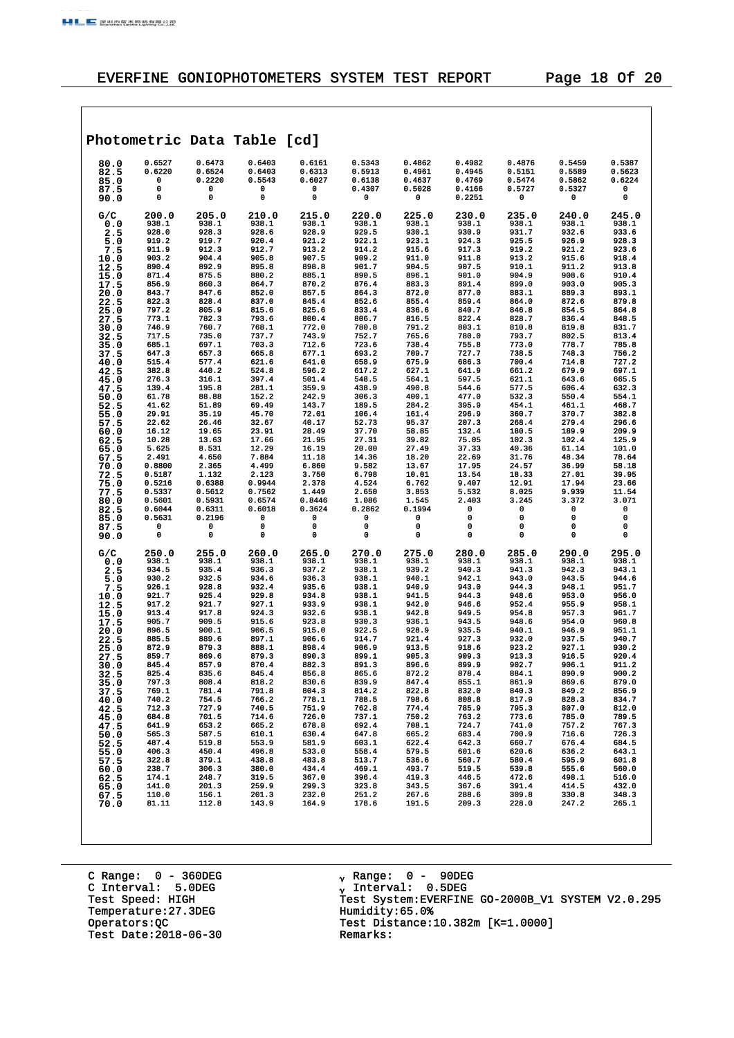## Photometric Data Table [cd]

| | | | | | | | | | | |
|---|---|---|---|---|---|---|---|---|---|---|
| 80.0 | 0.6527 | 0.6473 | 0.6403 | 0.6161 | 0.5343 | 0.4862 | 0.4982 | 0.4876 | 0.5459 | 0.5387 |
| 82.5 | 0.6220 | 0.6524 | 0.6403 | 0.6313 | 0.5913 | 0.4961 | 0.4945 | 0.5151 | 0.5589 | 0.5623 |
| 85.0 | 0 | 0.2220 | 0.5543 | 0.6027 | 0.6138 | 0.4637 | 0.4769 | 0.5474 | 0.5862 | 0.6224 |
| 87.5 | 0 | 0 | 0 | 0 | 0.4307 | 0.5028 | 0.4166 | 0.5727 | 0.5327 | 0 |
| 90.0 | 0 | 0 | 0 | 0 | 0 | 0 | 0.2251 | 0 | 0 | 0 |

| G/C | 200.0 | 205.0 | 210.0 | 215.0 | 220.0 | 225.0 | 230.0 | 235.0 | 240.0 | 245.0 |
|---|---|---|---|---|---|---|---|---|---|---|
| 0.0 | 938.1 | 938.1 | 938.1 | 938.1 | 938.1 | 938.1 | 938.1 | 938.1 | 938.1 | 938.1 |
| 2.5 | 928.0 | 928.3 | 928.6 | 928.9 | 929.5 | 930.1 | 930.9 | 931.7 | 932.6 | 933.6 |
| 5.0 | 919.2 | 919.7 | 920.4 | 921.2 | 922.1 | 923.1 | 924.3 | 925.5 | 926.9 | 928.3 |
| 7.5 | 911.9 | 912.3 | 912.7 | 913.2 | 914.2 | 915.6 | 917.3 | 919.2 | 921.2 | 923.6 |
| 10.0 | 903.2 | 904.4 | 905.8 | 907.5 | 909.2 | 911.0 | 911.8 | 913.2 | 915.6 | 918.4 |
| 12.5 | 890.4 | 892.9 | 895.8 | 898.8 | 901.7 | 904.5 | 907.5 | 910.1 | 911.2 | 913.8 |
| 15.0 | 871.4 | 875.5 | 880.2 | 885.1 | 890.5 | 896.1 | 901.0 | 904.9 | 908.6 | 910.4 |
| 17.5 | 856.9 | 860.3 | 864.7 | 870.2 | 876.4 | 883.3 | 891.4 | 899.0 | 903.0 | 905.3 |
| 20.0 | 843.7 | 847.6 | 852.0 | 857.5 | 864.3 | 872.0 | 877.0 | 883.1 | 889.3 | 893.1 |
| 22.5 | 822.3 | 828.4 | 837.0 | 845.4 | 852.6 | 855.4 | 859.4 | 864.0 | 872.6 | 879.8 |
| 25.0 | 797.2 | 805.9 | 815.6 | 825.6 | 833.4 | 836.6 | 840.7 | 846.8 | 854.5 | 864.8 |
| 27.5 | 773.1 | 782.3 | 793.6 | 800.4 | 806.7 | 816.5 | 822.4 | 828.7 | 836.4 | 848.5 |
| 30.0 | 746.9 | 760.7 | 768.1 | 772.0 | 780.8 | 791.2 | 803.1 | 810.8 | 819.8 | 831.7 |
| 32.5 | 717.5 | 735.0 | 737.7 | 743.9 | 752.7 | 765.6 | 780.0 | 793.7 | 802.5 | 813.4 |
| 35.0 | 685.1 | 697.1 | 703.3 | 712.6 | 723.6 | 738.4 | 755.8 | 773.0 | 778.7 | 785.8 |
| 37.5 | 647.3 | 657.3 | 665.8 | 677.1 | 693.2 | 709.7 | 727.7 | 738.5 | 748.3 | 756.2 |
| 40.0 | 515.4 | 577.4 | 621.6 | 641.0 | 658.9 | 675.9 | 686.3 | 700.4 | 714.8 | 727.2 |
| 42.5 | 382.8 | 440.2 | 524.8 | 596.2 | 617.2 | 627.1 | 641.9 | 661.2 | 679.9 | 697.1 |
| 45.0 | 276.3 | 316.1 | 397.4 | 501.4 | 548.5 | 564.1 | 597.5 | 621.1 | 643.6 | 665.5 |
| 47.5 | 139.4 | 195.8 | 281.1 | 359.9 | 438.9 | 490.8 | 544.6 | 577.5 | 606.4 | 632.3 |
| 50.0 | 61.78 | 88.88 | 152.2 | 242.9 | 306.3 | 400.1 | 477.0 | 532.3 | 550.4 | 554.1 |
| 52.5 | 41.62 | 51.89 | 69.49 | 143.7 | 189.5 | 284.2 | 395.9 | 454.1 | 461.1 | 468.7 |
| 55.0 | 29.91 | 35.19 | 45.70 | 72.01 | 106.4 | 161.4 | 296.9 | 360.7 | 370.7 | 382.8 |
| 57.5 | 22.62 | 26.46 | 32.67 | 40.17 | 52.73 | 95.37 | 207.3 | 268.4 | 279.4 | 296.6 |
| 60.0 | 16.12 | 19.65 | 23.91 | 28.49 | 37.70 | 58.85 | 132.4 | 180.5 | 189.9 | 209.9 |
| 62.5 | 10.28 | 13.63 | 17.66 | 21.95 | 27.31 | 39.82 | 75.05 | 102.3 | 102.4 | 125.9 |
| 65.0 | 5.625 | 8.531 | 12.29 | 16.19 | 20.00 | 27.49 | 37.33 | 40.36 | 61.14 | 101.0 |
| 67.5 | 2.491 | 4.650 | 7.884 | 11.18 | 14.36 | 18.20 | 22.69 | 31.76 | 48.34 | 78.64 |
| 70.0 | 0.8800 | 2.365 | 4.499 | 6.860 | 9.582 | 13.67 | 17.95 | 24.57 | 36.99 | 58.18 |
| 72.5 | 0.5187 | 1.132 | 2.123 | 3.750 | 6.798 | 10.01 | 13.54 | 18.33 | 27.01 | 39.95 |
| 75.0 | 0.5216 | 0.6388 | 0.9944 | 2.378 | 4.524 | 6.762 | 9.407 | 12.91 | 17.94 | 23.66 |
| 77.5 | 0.5337 | 0.5612 | 0.7562 | 1.449 | 2.650 | 3.853 | 5.532 | 8.025 | 9.939 | 11.54 |
| 80.0 | 0.5601 | 0.5931 | 0.6574 | 0.8446 | 1.086 | 1.545 | 2.403 | 3.245 | 3.372 | 3.071 |
| 82.5 | 0.6044 | 0.6311 | 0.6018 | 0.3624 | 0.2862 | 0.1994 | 0 | 0 | 0 | 0 |
| 85.0 | 0.5631 | 0.2196 | 0 | 0 | 0 | 0 | 0 | 0 | 0 | 0 |
| 87.5 | 0 | 0 | 0 | 0 | 0 | 0 | 0 | 0 | 0 | 0 |
| 90.0 | 0 | 0 | 0 | 0 | 0 | 0 | 0 | 0 | 0 | 0 |

| G/C | 250.0 | 255.0 | 260.0 | 265.0 | 270.0 | 275.0 | 280.0 | 285.0 | 290.0 | 295.0 |
|---|---|---|---|---|---|---|---|---|---|---|
| 0.0 | 938.1 | 938.1 | 938.1 | 938.1 | 938.1 | 938.1 | 938.1 | 938.1 | 938.1 | 938.1 |
| 2.5 | 934.5 | 935.4 | 936.3 | 937.2 | 938.1 | 939.2 | 940.3 | 941.3 | 942.3 | 943.1 |
| 5.0 | 930.2 | 932.5 | 934.6 | 936.3 | 938.1 | 940.1 | 942.1 | 943.0 | 943.5 | 944.6 |
| 7.5 | 926.1 | 928.8 | 932.4 | 935.6 | 938.1 | 940.9 | 943.0 | 944.3 | 948.1 | 951.7 |
| 10.0 | 921.7 | 925.4 | 929.8 | 934.8 | 938.1 | 941.5 | 944.3 | 948.6 | 953.0 | 956.0 |
| 12.5 | 917.2 | 921.7 | 927.1 | 933.9 | 938.1 | 942.0 | 946.6 | 952.4 | 955.9 | 958.1 |
| 15.0 | 913.4 | 917.8 | 924.3 | 932.6 | 938.1 | 942.8 | 949.5 | 954.8 | 957.3 | 961.7 |
| 17.5 | 905.7 | 909.5 | 915.6 | 923.8 | 930.3 | 936.1 | 943.5 | 948.6 | 954.0 | 960.8 |
| 20.0 | 896.5 | 900.1 | 906.5 | 915.0 | 922.5 | 928.9 | 935.5 | 940.1 | 946.9 | 951.1 |
| 22.5 | 885.5 | 889.6 | 897.1 | 906.6 | 914.7 | 921.4 | 927.3 | 932.0 | 937.5 | 940.7 |
| 25.0 | 872.9 | 879.3 | 888.1 | 898.4 | 906.9 | 913.5 | 918.6 | 923.2 | 927.1 | 930.2 |
| 27.5 | 859.7 | 869.6 | 879.3 | 890.3 | 899.1 | 905.3 | 909.3 | 913.3 | 916.5 | 920.4 |
| 30.0 | 845.4 | 857.9 | 870.4 | 882.3 | 891.3 | 896.6 | 899.9 | 902.7 | 906.1 | 911.2 |
| 32.5 | 825.4 | 835.6 | 845.4 | 856.8 | 865.6 | 872.2 | 878.4 | 884.1 | 890.9 | 900.2 |
| 35.0 | 797.3 | 808.4 | 818.2 | 830.6 | 839.9 | 847.4 | 855.1 | 861.9 | 869.6 | 879.0 |
| 37.5 | 769.1 | 781.4 | 791.8 | 804.3 | 814.2 | 822.8 | 832.0 | 840.3 | 849.2 | 856.9 |
| 40.0 | 740.2 | 754.5 | 766.2 | 778.1 | 788.5 | 798.6 | 808.8 | 817.9 | 828.3 | 834.7 |
| 42.5 | 712.3 | 727.9 | 740.5 | 751.9 | 762.8 | 774.4 | 785.9 | 795.3 | 807.0 | 812.0 |
| 45.0 | 684.8 | 701.5 | 714.6 | 726.0 | 737.1 | 750.2 | 763.2 | 773.6 | 785.0 | 789.5 |
| 47.5 | 641.9 | 653.2 | 665.2 | 678.8 | 692.4 | 708.1 | 724.7 | 741.0 | 757.2 | 767.3 |
| 50.0 | 565.3 | 587.5 | 610.1 | 630.4 | 647.8 | 665.2 | 683.4 | 700.9 | 716.6 | 726.3 |
| 52.5 | 487.4 | 519.8 | 553.9 | 581.9 | 603.1 | 622.4 | 642.3 | 660.7 | 676.4 | 684.5 |
| 55.0 | 406.3 | 450.4 | 496.8 | 533.0 | 558.4 | 579.5 | 601.6 | 620.6 | 636.2 | 643.1 |
| 57.5 | 322.8 | 379.1 | 438.8 | 483.8 | 513.7 | 536.6 | 560.7 | 580.4 | 595.9 | 601.8 |
| 60.0 | 238.7 | 306.3 | 380.0 | 434.4 | 469.1 | 493.7 | 519.5 | 539.8 | 555.6 | 560.0 |
| 62.5 | 174.1 | 248.7 | 319.5 | 367.0 | 396.4 | 419.3 | 446.5 | 472.6 | 498.1 | 516.0 |
| 65.0 | 141.0 | 201.3 | 259.9 | 299.3 | 323.8 | 343.5 | 367.6 | 391.4 | 414.5 | 432.0 |
| 67.5 | 110.0 | 156.1 | 201.3 | 232.0 | 251.2 | 267.6 | 288.6 | 309.8 | 330.8 | 348.3 |
| 70.0 | 81.11 | 112.8 | 143.9 | 164.9 | 178.6 | 191.5 | 209.3 | 228.0 | 247.2 | 265.1 |

C Range: 0 - 360DEG
C Interval: 5.0DEG
Test Speed: HIGH
Temperature:27.3DEG
Operators:QC
Test Date:2018-06-30

γ Range: 0 - 90DEG
γ Interval: 0.5DEG
Test System:EVERFINE GO-2000B_V1 SYSTEM V2.0.295
Humidity:65.0%
Test Distance:10.382m [K=1.0000]
Remarks: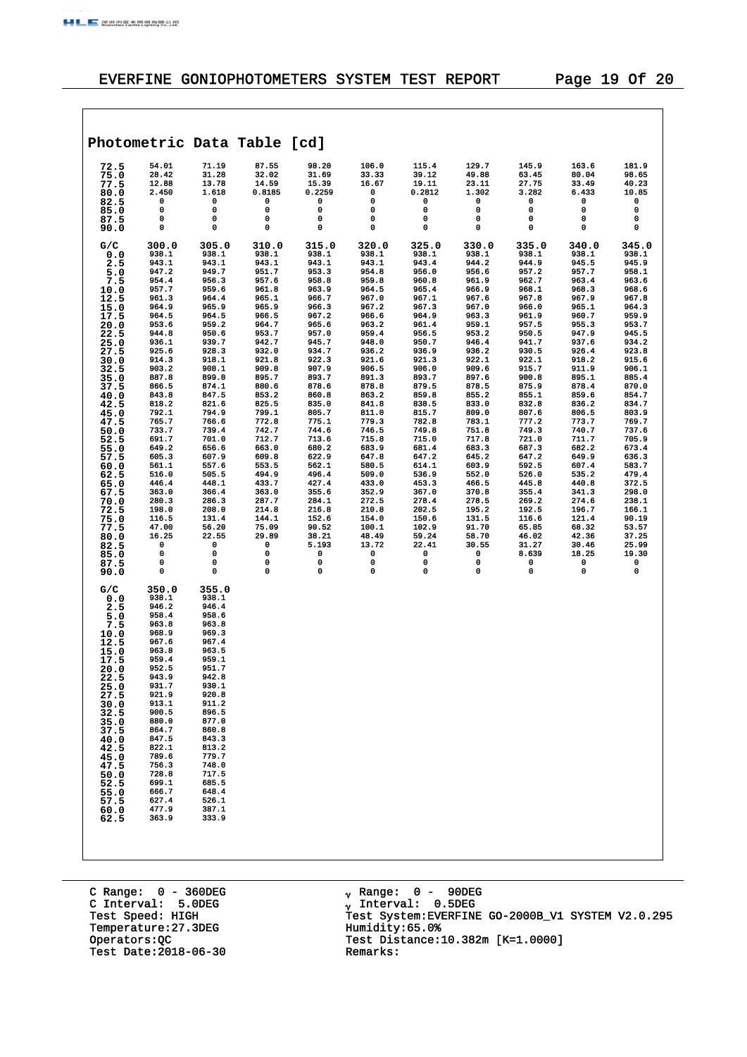## EVERFINE GONIOPHOTOMETERS SYSTEM TEST REPORT

### Photometric Data Table [cd]

| | | | | | | | | | | |
|---|---|---|---|---|---|---|---|---|---|---|
| 72.5 | 54.01 | 71.19 | 87.55 | 98.20 | 106.0 | 115.4 | 129.7 | 145.9 | 163.6 | 181.9 |
| 75.0 | 28.42 | 31.28 | 32.02 | 31.69 | 33.33 | 39.12 | 49.88 | 63.45 | 80.04 | 98.65 |
| 77.5 | 12.88 | 13.78 | 14.59 | 15.39 | 16.67 | 19.11 | 23.11 | 27.75 | 33.49 | 40.23 |
| 80.0 | 2.450 | 1.618 | 0.8185 | 0.2259 | 0 | 0.2812 | 1.302 | 3.282 | 6.433 | 10.85 |
| 82.5 | 0 | 0 | 0 | 0 | 0 | 0 | 0 | 0 | 0 | 0 |
| 85.0 | 0 | 0 | 0 | 0 | 0 | 0 | 0 | 0 | 0 | 0 |
| 87.5 | 0 | 0 | 0 | 0 | 0 | 0 | 0 | 0 | 0 | 0 |
| 90.0 | 0 | 0 | 0 | 0 | 0 | 0 | 0 | 0 | 0 | 0 |

| G/C | 300.0 | 305.0 | 310.0 | 315.0 | 320.0 | 325.0 | 330.0 | 335.0 | 340.0 | 345.0 |
|---|---|---|---|---|---|---|---|---|---|---|
| 0.0 | 938.1 | 938.1 | 938.1 | 938.1 | 938.1 | 938.1 | 938.1 | 938.1 | 938.1 | 938.1 |
| 2.5 | 943.1 | 943.1 | 943.1 | 943.1 | 943.1 | 943.4 | 944.2 | 944.9 | 945.5 | 945.9 |
| 5.0 | 947.2 | 949.7 | 951.7 | 953.3 | 954.8 | 956.0 | 956.6 | 957.2 | 957.7 | 958.1 |
| 7.5 | 954.4 | 956.3 | 957.6 | 958.8 | 959.8 | 960.8 | 961.9 | 962.7 | 963.4 | 963.6 |
| 10.0 | 957.7 | 959.6 | 961.8 | 963.9 | 964.5 | 965.4 | 966.9 | 968.1 | 968.3 | 968.6 |
| 12.5 | 961.3 | 964.4 | 965.1 | 966.7 | 967.0 | 967.1 | 967.6 | 967.8 | 967.9 | 967.8 |
| 15.0 | 964.9 | 965.9 | 965.9 | 966.3 | 967.2 | 967.3 | 967.0 | 966.0 | 965.1 | 964.3 |
| 17.5 | 964.5 | 964.5 | 966.5 | 967.2 | 966.6 | 964.9 | 963.3 | 961.9 | 960.7 | 959.9 |
| 20.0 | 953.6 | 959.2 | 964.7 | 965.6 | 963.2 | 961.4 | 959.1 | 957.5 | 955.3 | 953.7 |
| 22.5 | 944.8 | 950.6 | 953.7 | 957.0 | 959.4 | 956.5 | 953.2 | 950.5 | 947.9 | 945.5 |
| 25.0 | 936.1 | 939.7 | 942.7 | 945.7 | 948.0 | 950.7 | 946.4 | 941.7 | 937.6 | 934.2 |
| 27.5 | 925.6 | 928.3 | 932.0 | 934.7 | 936.2 | 936.9 | 936.2 | 930.5 | 926.4 | 923.8 |
| 30.0 | 914.3 | 918.1 | 921.8 | 922.3 | 921.6 | 921.3 | 922.1 | 922.1 | 918.2 | 915.6 |
| 32.5 | 903.2 | 908.1 | 909.8 | 907.9 | 906.5 | 906.0 | 909.6 | 915.7 | 911.9 | 906.1 |
| 35.0 | 887.8 | 899.0 | 895.7 | 893.7 | 891.3 | 893.7 | 897.6 | 900.8 | 895.1 | 885.4 |
| 37.5 | 866.5 | 874.1 | 880.6 | 878.6 | 878.8 | 879.5 | 878.5 | 875.9 | 878.4 | 870.0 |
| 40.0 | 843.8 | 847.5 | 853.2 | 860.8 | 863.2 | 859.8 | 855.2 | 855.1 | 859.6 | 854.7 |
| 42.5 | 818.2 | 821.6 | 825.5 | 835.0 | 841.8 | 838.5 | 833.0 | 832.8 | 836.2 | 834.7 |
| 45.0 | 792.1 | 794.9 | 799.1 | 805.7 | 811.0 | 815.7 | 809.0 | 807.6 | 806.5 | 803.9 |
| 47.5 | 765.7 | 766.6 | 772.8 | 775.1 | 779.3 | 782.8 | 783.1 | 777.2 | 773.7 | 769.7 |
| 50.0 | 733.7 | 739.4 | 742.7 | 744.6 | 746.5 | 749.8 | 751.8 | 749.3 | 740.7 | 737.6 |
| 52.5 | 691.7 | 701.0 | 712.7 | 713.6 | 715.8 | 715.0 | 717.8 | 721.0 | 711.7 | 705.9 |
| 55.0 | 649.2 | 656.6 | 663.0 | 680.2 | 683.9 | 681.4 | 683.3 | 687.3 | 682.2 | 673.4 |
| 57.5 | 605.3 | 607.9 | 609.8 | 622.9 | 647.8 | 647.2 | 645.2 | 647.2 | 649.9 | 636.3 |
| 60.0 | 561.1 | 557.6 | 553.5 | 562.1 | 580.5 | 614.1 | 603.9 | 592.5 | 607.4 | 583.7 |
| 62.5 | 516.0 | 505.5 | 494.9 | 496.4 | 509.0 | 536.9 | 552.0 | 526.0 | 535.2 | 479.4 |
| 65.0 | 446.4 | 448.1 | 433.7 | 427.4 | 433.0 | 453.3 | 466.5 | 445.8 | 440.8 | 372.5 |
| 67.5 | 363.0 | 366.4 | 363.0 | 355.6 | 352.9 | 367.0 | 370.8 | 355.4 | 341.3 | 298.0 |
| 70.0 | 280.3 | 286.3 | 287.7 | 284.1 | 272.5 | 278.4 | 278.5 | 269.2 | 274.6 | 238.1 |
| 72.5 | 198.0 | 208.0 | 214.8 | 216.8 | 210.8 | 202.5 | 195.2 | 192.5 | 196.7 | 166.1 |
| 75.0 | 116.5 | 131.4 | 144.1 | 152.6 | 154.0 | 150.6 | 131.5 | 116.6 | 121.4 | 90.19 |
| 77.5 | 47.00 | 56.20 | 75.09 | 90.52 | 100.1 | 102.9 | 91.70 | 65.85 | 68.32 | 53.57 |
| 80.0 | 16.25 | 22.55 | 29.89 | 38.21 | 48.49 | 59.24 | 58.70 | 46.02 | 42.36 | 37.25 |
| 82.5 | 0 | 0 | 0 | 5.193 | 13.72 | 22.41 | 30.55 | 31.27 | 30.46 | 25.99 |
| 85.0 | 0 | 0 | 0 | 0 | 0 | 0 | 0 | 8.639 | 18.25 | 19.30 |
| 87.5 | 0 | 0 | 0 | 0 | 0 | 0 | 0 | 0 | 0 | 0 |
| 90.0 | 0 | 0 | 0 | 0 | 0 | 0 | 0 | 0 | 0 | 0 |

| G/C | 350.0 | 355.0 |
|---|---|---|
| 0.0 | 938.1 | 938.1 |
| 2.5 | 946.2 | 946.4 |
| 5.0 | 958.4 | 958.6 |
| 7.5 | 963.8 | 963.8 |
| 10.0 | 968.9 | 969.3 |
| 12.5 | 967.6 | 967.4 |
| 15.0 | 963.8 | 963.5 |
| 17.5 | 959.4 | 959.1 |
| 20.0 | 952.5 | 951.7 |
| 22.5 | 943.9 | 942.8 |
| 25.0 | 931.7 | 930.1 |
| 27.5 | 921.9 | 920.8 |
| 30.0 | 913.1 | 911.2 |
| 32.5 | 900.5 | 896.5 |
| 35.0 | 880.0 | 877.0 |
| 37.5 | 864.7 | 860.8 |
| 40.0 | 847.5 | 843.3 |
| 42.5 | 822.1 | 813.2 |
| 45.0 | 789.6 | 779.7 |
| 47.5 | 756.3 | 748.0 |
| 50.0 | 728.8 | 717.5 |
| 52.5 | 699.1 | 685.5 |
| 55.0 | 666.7 | 648.4 |
| 57.5 | 627.4 | 526.1 |
| 60.0 | 477.9 | 387.1 |
| 62.5 | 363.9 | 333.9 |

C Range: 0 - 360DEG
C Interval: 5.0DEG
Test Speed: HIGH
Temperature:27.3DEG
Operators:QC
Test Date:2018-06-30

$\gamma$ Range: 0 - 90DEG
$\gamma$ Interval: 0.5DEG
Test System:EVERFINE GO-2000B_V1 SYSTEM V2.0.295
Humidity:65.0%
Test Distance:10.382m [K=1.0000]
Remarks: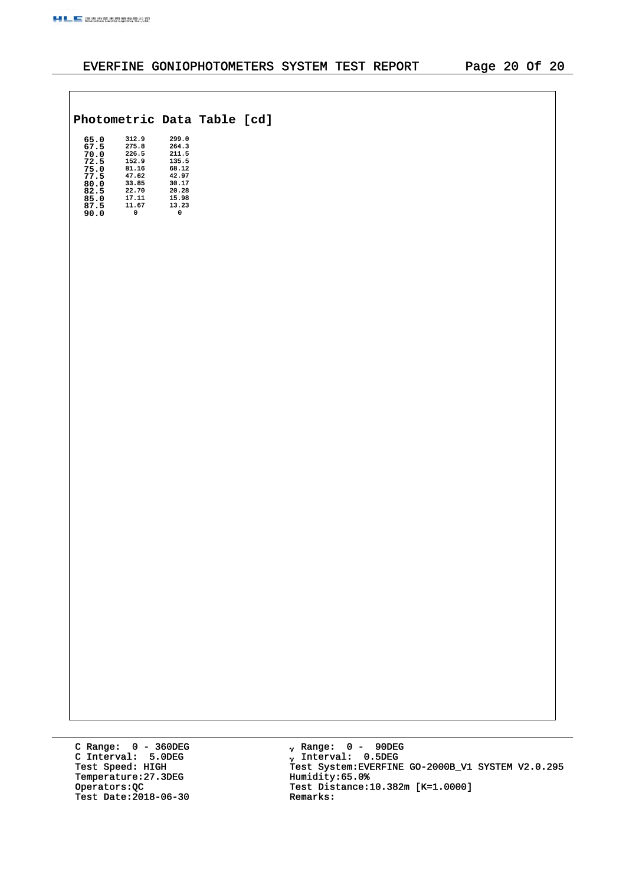## Photometric Data Table [cd]

| | | |
|---|---|---|
| 65.0 | 312.9 | 299.0 |
| 67.5 | 275.8 | 264.3 |
| 70.0 | 226.5 | 211.5 |
| 72.5 | 152.9 | 135.5 |
| 75.0 | 81.16 | 68.12 |
| 77.5 | 47.62 | 42.97 |
| 80.0 | 33.85 | 30.17 |
| 82.5 | 22.70 | 20.28 |
| 85.0 | 17.11 | 15.98 |
| 87.5 | 11.67 | 13.23 |
| 90.0 | 0 | 0 |

C Range: 0 - 360DEG
C Interval: 5.0DEG
Test Speed: HIGH
Temperature:27.3DEG
Operators:QC
Test Date:2018-06-30

γ Range: 0 - 90DEG
γ Interval: 0.5DEG
Test System:EVERFINE GO-2000B_V1 SYSTEM V2.0.295
Humidity:65.0%
Test Distance:10.382m [K=1.0000]
Remarks: